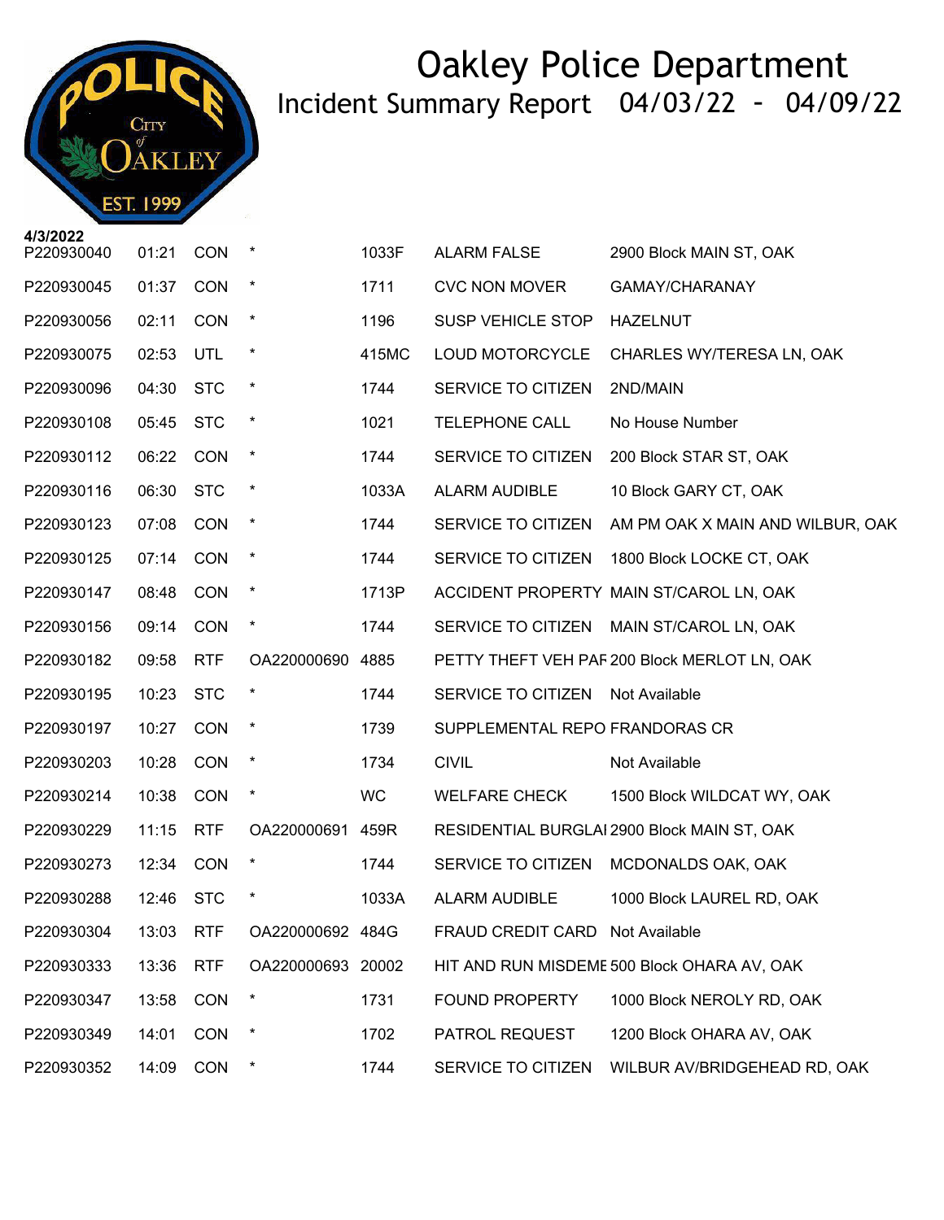# Oakley Police Department

## Incident Summary Report 04/03/22 - 04/09/22

**4/3/2022**

| | | | | | | |
|---|---|---|---|---|---|---|
| P220930040 | 01:21 | CON | * | 1033F | ALARM FALSE | 2900 Block MAIN ST, OAK |
| P220930045 | 01:37 | CON | * | 1711 | CVC NON MOVER | GAMAY/CHARANAY |
| P220930056 | 02:11 | CON | * | 1196 | SUSP VEHICLE STOP | HAZELNUT |
| P220930075 | 02:53 | UTL | * | 415MC | LOUD MOTORCYCLE | CHARLES WY/TERESA LN, OAK |
| P220930096 | 04:30 | STC | * | 1744 | SERVICE TO CITIZEN | 2ND/MAIN |
| P220930108 | 05:45 | STC | * | 1021 | TELEPHONE CALL | No House Number |
| P220930112 | 06:22 | CON | * | 1744 | SERVICE TO CITIZEN | 200 Block STAR ST, OAK |
| P220930116 | 06:30 | STC | * | 1033A | ALARM AUDIBLE | 10 Block GARY CT, OAK |
| P220930123 | 07:08 | CON | * | 1744 | SERVICE TO CITIZEN | AM PM OAK X MAIN AND WILBUR, OAK |
| P220930125 | 07:14 | CON | * | 1744 | SERVICE TO CITIZEN | 1800 Block LOCKE CT, OAK |
| P220930147 | 08:48 | CON | * | 1713P | ACCIDENT PROPERTY | MAIN ST/CAROL LN, OAK |
| P220930156 | 09:14 | CON | * | 1744 | SERVICE TO CITIZEN | MAIN ST/CAROL LN, OAK |
| P220930182 | 09:58 | RTF | OA220000690 | 4885 | PETTY THEFT VEH PAF | 200 Block MERLOT LN, OAK |
| P220930195 | 10:23 | STC | * | 1744 | SERVICE TO CITIZEN | Not Available |
| P220930197 | 10:27 | CON | * | 1739 | SUPPLEMENTAL REPO | FRANDORAS CR |
| P220930203 | 10:28 | CON | * | 1734 | CIVIL | Not Available |
| P220930214 | 10:38 | CON | * | WC | WELFARE CHECK | 1500 Block WILDCAT WY, OAK |
| P220930229 | 11:15 | RTF | OA220000691 | 459R | RESIDENTIAL BURGLAI | 2900 Block MAIN ST, OAK |
| P220930273 | 12:34 | CON | * | 1744 | SERVICE TO CITIZEN | MCDONALDS OAK, OAK |
| P220930288 | 12:46 | STC | * | 1033A | ALARM AUDIBLE | 1000 Block LAUREL RD, OAK |
| P220930304 | 13:03 | RTF | OA220000692 | 484G | FRAUD CREDIT CARD | Not Available |
| P220930333 | 13:36 | RTF | OA220000693 | 20002 | HIT AND RUN MISDEME | 500 Block OHARA AV, OAK |
| P220930347 | 13:58 | CON | * | 1731 | FOUND PROPERTY | 1000 Block NEROLY RD, OAK |
| P220930349 | 14:01 | CON | * | 1702 | PATROL REQUEST | 1200 Block OHARA AV, OAK |
| P220930352 | 14:09 | CON | * | 1744 | SERVICE TO CITIZEN | WILBUR AV/BRIDGEHEAD RD, OAK |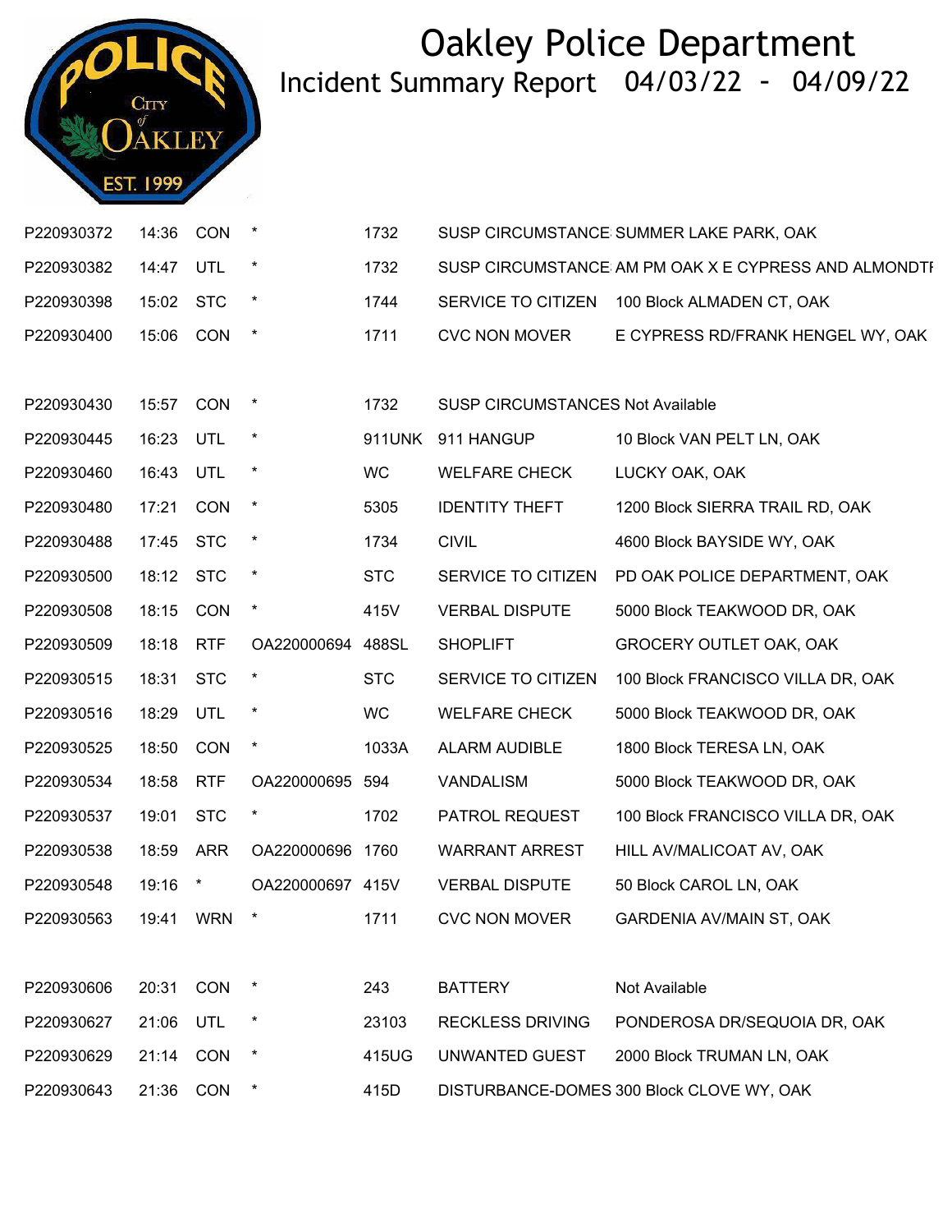# Oakley Police Department

## Incident Summary Report 04/03/22 - 04/09/22

| | | | | | | |
|---|---|---|---|---|---|---|
| P220930372 | 14:36 | CON | * | 1732 | SUSP CIRCUMSTANCE | SUMMER LAKE PARK, OAK |
| P220930382 | 14:47 | UTL | * | 1732 | SUSP CIRCUMSTANCE | AM PM OAK X E CYPRESS AND ALMONDTI |
| P220930398 | 15:02 | STC | * | 1744 | SERVICE TO CITIZEN | 100 Block ALMADEN CT, OAK |
| P220930400 | 15:06 | CON | * | 1711 | CVC NON MOVER | E CYPRESS RD/FRANK HENGEL WY, OAK |
| P220930430 | 15:57 | CON | * | 1732 | SUSP CIRCUMSTANCES | Not Available |
| P220930445 | 16:23 | UTL | * | 911UNK | 911 HANGUP | 10 Block VAN PELT LN, OAK |
| P220930460 | 16:43 | UTL | * | WC | WELFARE CHECK | LUCKY OAK, OAK |
| P220930480 | 17:21 | CON | * | 5305 | IDENTITY THEFT | 1200 Block SIERRA TRAIL RD, OAK |
| P220930488 | 17:45 | STC | * | 1734 | CIVIL | 4600 Block BAYSIDE WY, OAK |
| P220930500 | 18:12 | STC | * | STC | SERVICE TO CITIZEN | PD OAK POLICE DEPARTMENT, OAK |
| P220930508 | 18:15 | CON | * | 415V | VERBAL DISPUTE | 5000 Block TEAKWOOD DR, OAK |
| P220930509 | 18:18 | RTF | OA220000694 | 488SL | SHOPLIFT | GROCERY OUTLET OAK, OAK |
| P220930515 | 18:31 | STC | * | STC | SERVICE TO CITIZEN | 100 Block FRANCISCO VILLA DR, OAK |
| P220930516 | 18:29 | UTL | * | WC | WELFARE CHECK | 5000 Block TEAKWOOD DR, OAK |
| P220930525 | 18:50 | CON | * | 1033A | ALARM AUDIBLE | 1800 Block TERESA LN, OAK |
| P220930534 | 18:58 | RTF | OA220000695 | 594 | VANDALISM | 5000 Block TEAKWOOD DR, OAK |
| P220930537 | 19:01 | STC | * | 1702 | PATROL REQUEST | 100 Block FRANCISCO VILLA DR, OAK |
| P220930538 | 18:59 | ARR | OA220000696 | 1760 | WARRANT ARREST | HILL AV/MALICOAT AV, OAK |
| P220930548 | 19:16 | * | OA220000697 | 415V | VERBAL DISPUTE | 50 Block CAROL LN, OAK |
| P220930563 | 19:41 | WRN | * | 1711 | CVC NON MOVER | GARDENIA AV/MAIN ST, OAK |
| P220930606 | 20:31 | CON | * | 243 | BATTERY | Not Available |
| P220930627 | 21:06 | UTL | * | 23103 | RECKLESS DRIVING | PONDEROSA DR/SEQUOIA DR, OAK |
| P220930629 | 21:14 | CON | * | 415UG | UNWANTED GUEST | 2000 Block TRUMAN LN, OAK |
| P220930643 | 21:36 | CON | * | 415D | DISTURBANCE-DOMES | 300 Block CLOVE WY, OAK |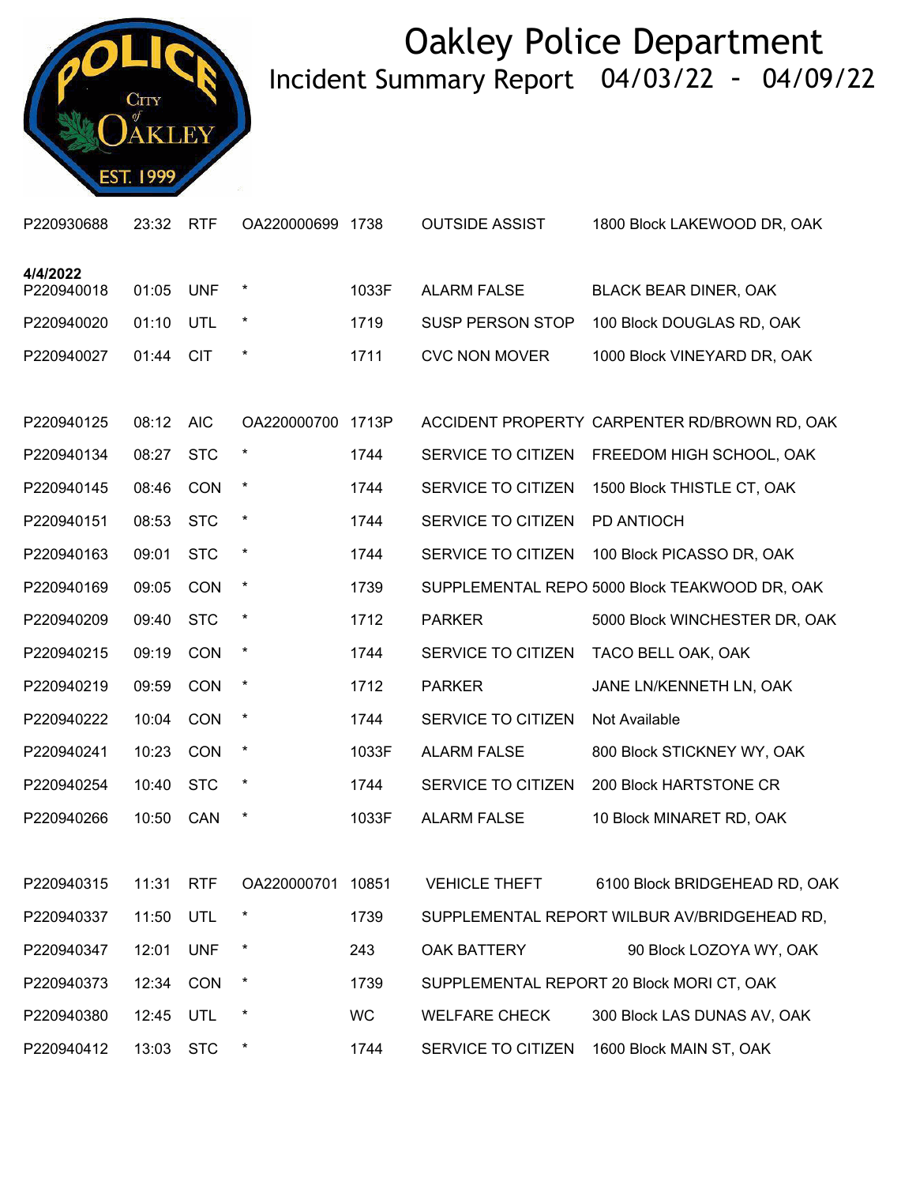# Oakley Police Department

## Incident Summary Report 04/03/22 - 04/09/22

| | | | | | | |
|---|---|---|---|---|---|---|
| P220930688 | 23:32 | RTF | OA220000699 | 1738 | OUTSIDE ASSIST | 1800 Block LAKEWOOD DR, OAK |
| **4/4/2022** | | | | | | |
| P220940018 | 01:05 | UNF | * | 1033F | ALARM FALSE | BLACK BEAR DINER, OAK |
| P220940020 | 01:10 | UTL | * | 1719 | SUSP PERSON STOP | 100 Block DOUGLAS RD, OAK |
| P220940027 | 01:44 | CIT | * | 1711 | CVC NON MOVER | 1000 Block VINEYARD DR, OAK |
| P220940125 | 08:12 | AIC | OA220000700 | 1713P | ACCIDENT PROPERTY | CARPENTER RD/BROWN RD, OAK |
| P220940134 | 08:27 | STC | * | 1744 | SERVICE TO CITIZEN | FREEDOM HIGH SCHOOL, OAK |
| P220940145 | 08:46 | CON | * | 1744 | SERVICE TO CITIZEN | 1500 Block THISTLE CT, OAK |
| P220940151 | 08:53 | STC | * | 1744 | SERVICE TO CITIZEN | PD ANTIOCH |
| P220940163 | 09:01 | STC | * | 1744 | SERVICE TO CITIZEN | 100 Block PICASSO DR, OAK |
| P220940169 | 09:05 | CON | * | 1739 | SUPPLEMENTAL REPO | 5000 Block TEAKWOOD DR, OAK |
| P220940209 | 09:40 | STC | * | 1712 | PARKER | 5000 Block WINCHESTER DR, OAK |
| P220940215 | 09:19 | CON | * | 1744 | SERVICE TO CITIZEN | TACO BELL OAK, OAK |
| P220940219 | 09:59 | CON | * | 1712 | PARKER | JANE LN/KENNETH LN, OAK |
| P220940222 | 10:04 | CON | * | 1744 | SERVICE TO CITIZEN | Not Available |
| P220940241 | 10:23 | CON | * | 1033F | ALARM FALSE | 800 Block STICKNEY WY, OAK |
| P220940254 | 10:40 | STC | * | 1744 | SERVICE TO CITIZEN | 200 Block HARTSTONE CR |
| P220940266 | 10:50 | CAN | * | 1033F | ALARM FALSE | 10 Block MINARET RD, OAK |
| P220940315 | 11:31 | RTF | OA220000701 | 10851 | VEHICLE THEFT | 6100 Block BRIDGEHEAD RD, OAK |
| P220940337 | 11:50 | UTL | * | 1739 | SUPPLEMENTAL REPORT | WILBUR AV/BRIDGEHEAD RD, |
| P220940347 | 12:01 | UNF | * | 243 | OAK BATTERY | 90 Block LOZOYA WY, OAK |
| P220940373 | 12:34 | CON | * | 1739 | SUPPLEMENTAL REPORT | 20 Block MORI CT, OAK |
| P220940380 | 12:45 | UTL | * | WC | WELFARE CHECK | 300 Block LAS DUNAS AV, OAK |
| P220940412 | 13:03 | STC | * | 1744 | SERVICE TO CITIZEN | 1600 Block MAIN ST, OAK |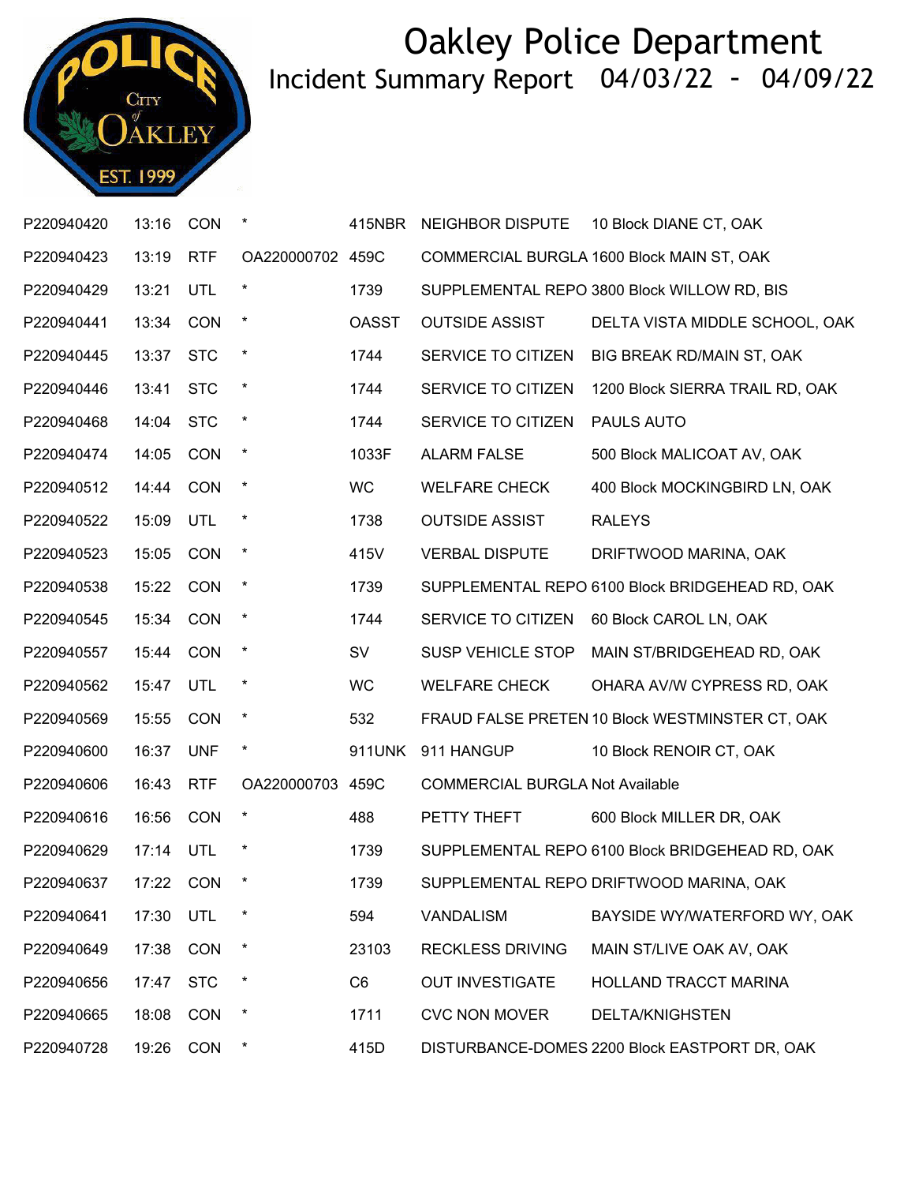# Oakley Police Department

## Incident Summary Report 04/03/22 - 04/09/22

| | | | | | | |
|---|---|---|---|---|---|---|
| P220940420 | 13:16 | CON | * | 415NBR | NEIGHBOR DISPUTE | 10 Block DIANE CT, OAK |
| P220940423 | 13:19 | RTF | OA220000702 | 459C | COMMERCIAL BURGLA | 1600 Block MAIN ST, OAK |
| P220940429 | 13:21 | UTL | * | 1739 | SUPPLEMENTAL REPO | 3800 Block WILLOW RD, BIS |
| P220940441 | 13:34 | CON | * | OASST | OUTSIDE ASSIST | DELTA VISTA MIDDLE SCHOOL, OAK |
| P220940445 | 13:37 | STC | * | 1744 | SERVICE TO CITIZEN | BIG BREAK RD/MAIN ST, OAK |
| P220940446 | 13:41 | STC | * | 1744 | SERVICE TO CITIZEN | 1200 Block SIERRA TRAIL RD, OAK |
| P220940468 | 14:04 | STC | * | 1744 | SERVICE TO CITIZEN | PAULS AUTO |
| P220940474 | 14:05 | CON | * | 1033F | ALARM FALSE | 500 Block MALICOAT AV, OAK |
| P220940512 | 14:44 | CON | * | WC | WELFARE CHECK | 400 Block MOCKINGBIRD LN, OAK |
| P220940522 | 15:09 | UTL | * | 1738 | OUTSIDE ASSIST | RALEYS |
| P220940523 | 15:05 | CON | * | 415V | VERBAL DISPUTE | DRIFTWOOD MARINA, OAK |
| P220940538 | 15:22 | CON | * | 1739 | SUPPLEMENTAL REPO | 6100 Block BRIDGEHEAD RD, OAK |
| P220940545 | 15:34 | CON | * | 1744 | SERVICE TO CITIZEN | 60 Block CAROL LN, OAK |
| P220940557 | 15:44 | CON | * | SV | SUSP VEHICLE STOP | MAIN ST/BRIDGEHEAD RD, OAK |
| P220940562 | 15:47 | UTL | * | WC | WELFARE CHECK | OHARA AV/W CYPRESS RD, OAK |
| P220940569 | 15:55 | CON | * | 532 | FRAUD FALSE PRETEN | 10 Block WESTMINSTER CT, OAK |
| P220940600 | 16:37 | UNF | * | 911UNK | 911 HANGUP | 10 Block RENOIR CT, OAK |
| P220940606 | 16:43 | RTF | OA220000703 | 459C | COMMERCIAL BURGLA | Not Available |
| P220940616 | 16:56 | CON | * | 488 | PETTY THEFT | 600 Block MILLER DR, OAK |
| P220940629 | 17:14 | UTL | * | 1739 | SUPPLEMENTAL REPO | 6100 Block BRIDGEHEAD RD, OAK |
| P220940637 | 17:22 | CON | * | 1739 | SUPPLEMENTAL REPO | DRIFTWOOD MARINA, OAK |
| P220940641 | 17:30 | UTL | * | 594 | VANDALISM | BAYSIDE WY/WATERFORD WY, OAK |
| P220940649 | 17:38 | CON | * | 23103 | RECKLESS DRIVING | MAIN ST/LIVE OAK AV, OAK |
| P220940656 | 17:47 | STC | * | C6 | OUT INVESTIGATE | HOLLAND TRACCT MARINA |
| P220940665 | 18:08 | CON | * | 1711 | CVC NON MOVER | DELTA/KNIGHSTEN |
| P220940728 | 19:26 | CON | * | 415D | DISTURBANCE-DOMES | 2200 Block EASTPORT DR, OAK |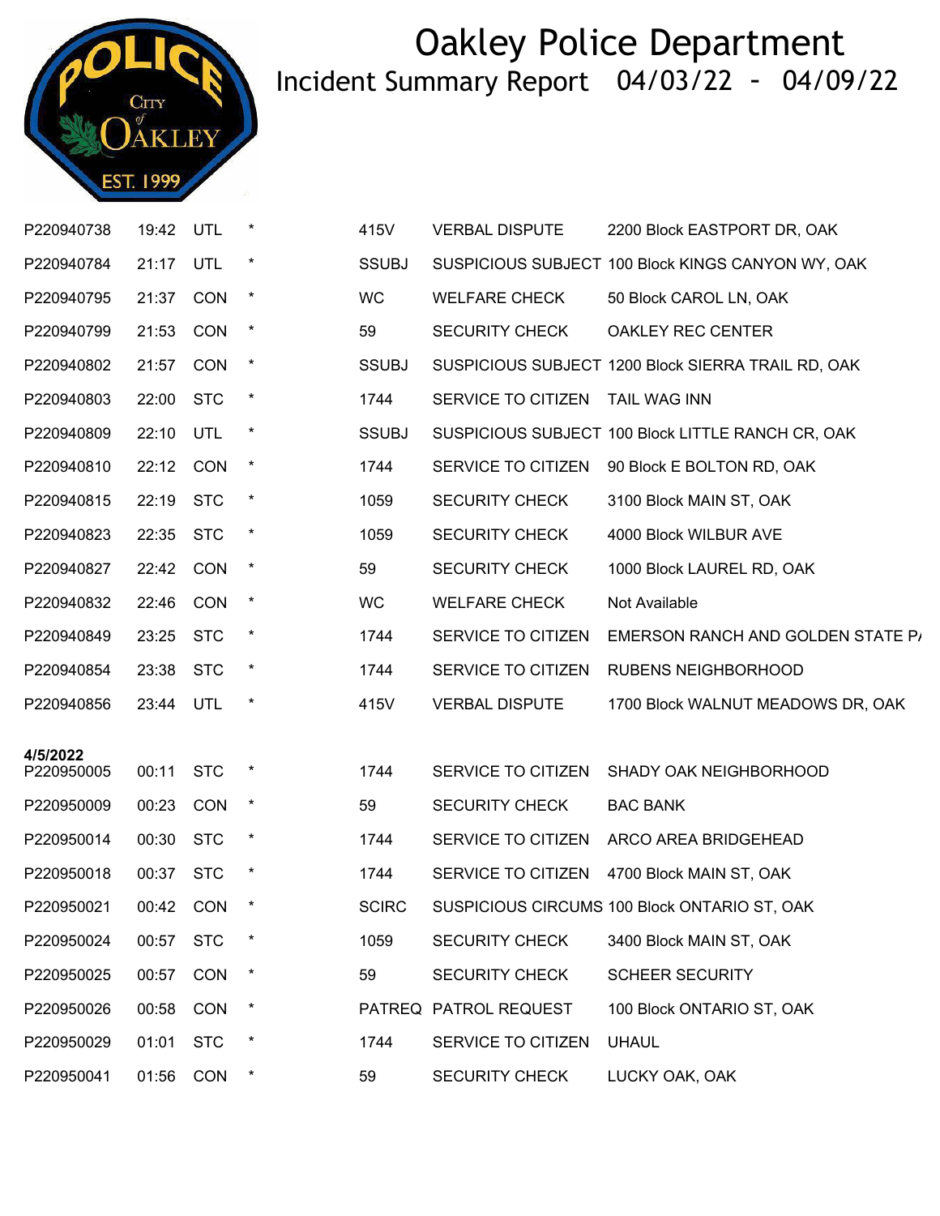# Oakley Police Department

## Incident Summary Report 04/03/22 - 04/09/22

| | | | | | | |
|---|---|---|---|---|---|---|
| P220940738 | 19:42 | UTL | * | 415V | VERBAL DISPUTE | 2200 Block EASTPORT DR, OAK |
| P220940784 | 21:17 | UTL | * | SSUBJ | SUSPICIOUS SUBJECT | 100 Block KINGS CANYON WY, OAK |
| P220940795 | 21:37 | CON | * | WC | WELFARE CHECK | 50 Block CAROL LN, OAK |
| P220940799 | 21:53 | CON | * | 59 | SECURITY CHECK | OAKLEY REC CENTER |
| P220940802 | 21:57 | CON | * | SSUBJ | SUSPICIOUS SUBJECT | 1200 Block SIERRA TRAIL RD, OAK |
| P220940803 | 22:00 | STC | * | 1744 | SERVICE TO CITIZEN | TAIL WAG INN |
| P220940809 | 22:10 | UTL | * | SSUBJ | SUSPICIOUS SUBJECT | 100 Block LITTLE RANCH CR, OAK |
| P220940810 | 22:12 | CON | * | 1744 | SERVICE TO CITIZEN | 90 Block E BOLTON RD, OAK |
| P220940815 | 22:19 | STC | * | 1059 | SECURITY CHECK | 3100 Block MAIN ST, OAK |
| P220940823 | 22:35 | STC | * | 1059 | SECURITY CHECK | 4000 Block WILBUR AVE |
| P220940827 | 22:42 | CON | * | 59 | SECURITY CHECK | 1000 Block LAUREL RD, OAK |
| P220940832 | 22:46 | CON | * | WC | WELFARE CHECK | Not Available |
| P220940849 | 23:25 | STC | * | 1744 | SERVICE TO CITIZEN | EMERSON RANCH AND GOLDEN STATE P/ |
| P220940854 | 23:38 | STC | * | 1744 | SERVICE TO CITIZEN | RUBENS NEIGHBORHOOD |
| P220940856 | 23:44 | UTL | * | 415V | VERBAL DISPUTE | 1700 Block WALNUT MEADOWS DR, OAK |
| **4/5/2022** | | | | | | |
| P220950005 | 00:11 | STC | * | 1744 | SERVICE TO CITIZEN | SHADY OAK NEIGHBORHOOD |
| P220950009 | 00:23 | CON | * | 59 | SECURITY CHECK | BAC BANK |
| P220950014 | 00:30 | STC | * | 1744 | SERVICE TO CITIZEN | ARCO AREA BRIDGEHEAD |
| P220950018 | 00:37 | STC | * | 1744 | SERVICE TO CITIZEN | 4700 Block MAIN ST, OAK |
| P220950021 | 00:42 | CON | * | SCIRC | SUSPICIOUS CIRCUMS | 100 Block ONTARIO ST, OAK |
| P220950024 | 00:57 | STC | * | 1059 | SECURITY CHECK | 3400 Block MAIN ST, OAK |
| P220950025 | 00:57 | CON | * | 59 | SECURITY CHECK | SCHEER SECURITY |
| P220950026 | 00:58 | CON | * | PATREQ | PATROL REQUEST | 100 Block ONTARIO ST, OAK |
| P220950029 | 01:01 | STC | * | 1744 | SERVICE TO CITIZEN | UHAUL |
| P220950041 | 01:56 | CON | * | 59 | SECURITY CHECK | LUCKY OAK, OAK |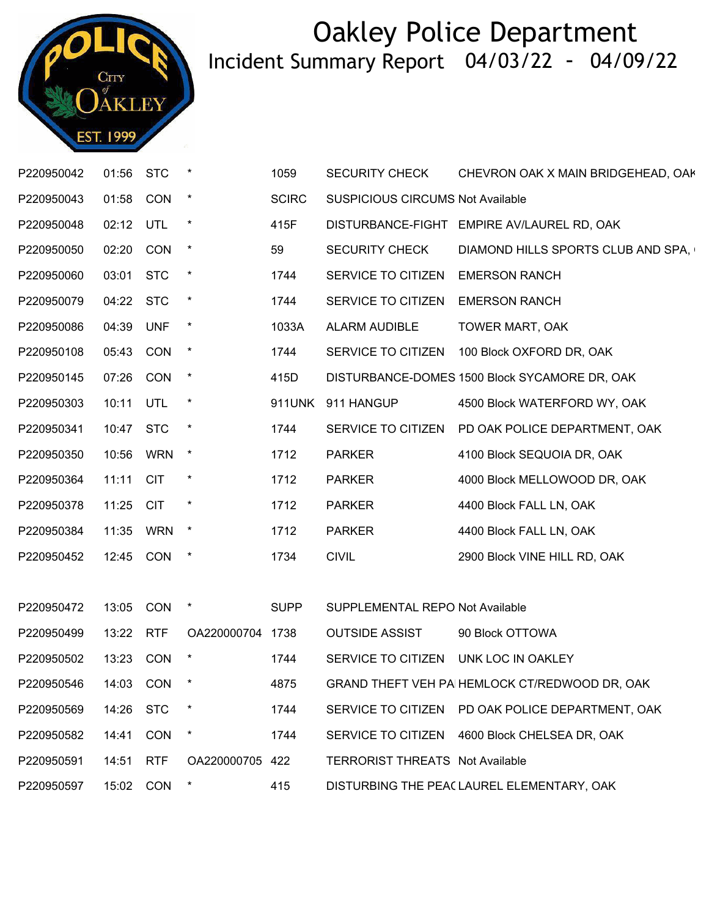# Oakley Police Department

Incident Summary Report 04/03/22 - 04/09/22

| | | | | | | |
|---|---|---|---|---|---|---|
| P220950042 | 01:56 | STC | * | 1059 | SECURITY CHECK | CHEVRON OAK X MAIN BRIDGEHEAD, OAK |
| P220950043 | 01:58 | CON | * | SCIRC | SUSPICIOUS CIRCUMS | Not Available |
| P220950048 | 02:12 | UTL | * | 415F | DISTURBANCE-FIGHT | EMPIRE AV/LAUREL RD, OAK |
| P220950050 | 02:20 | CON | * | 59 | SECURITY CHECK | DIAMOND HILLS SPORTS CLUB AND SPA, |
| P220950060 | 03:01 | STC | * | 1744 | SERVICE TO CITIZEN | EMERSON RANCH |
| P220950079 | 04:22 | STC | * | 1744 | SERVICE TO CITIZEN | EMERSON RANCH |
| P220950086 | 04:39 | UNF | * | 1033A | ALARM AUDIBLE | TOWER MART, OAK |
| P220950108 | 05:43 | CON | * | 1744 | SERVICE TO CITIZEN | 100 Block OXFORD DR, OAK |
| P220950145 | 07:26 | CON | * | 415D | DISTURBANCE-DOMES | 1500 Block SYCAMORE DR, OAK |
| P220950303 | 10:11 | UTL | * | 911UNK | 911 HANGUP | 4500 Block WATERFORD WY, OAK |
| P220950341 | 10:47 | STC | * | 1744 | SERVICE TO CITIZEN | PD OAK POLICE DEPARTMENT, OAK |
| P220950350 | 10:56 | WRN | * | 1712 | PARKER | 4100 Block SEQUOIA DR, OAK |
| P220950364 | 11:11 | CIT | * | 1712 | PARKER | 4000 Block MELLOWOOD DR, OAK |
| P220950378 | 11:25 | CIT | * | 1712 | PARKER | 4400 Block FALL LN, OAK |
| P220950384 | 11:35 | WRN | * | 1712 | PARKER | 4400 Block FALL LN, OAK |
| P220950452 | 12:45 | CON | * | 1734 | CIVIL | 2900 Block VINE HILL RD, OAK |
| P220950472 | 13:05 | CON | * | SUPP | SUPPLEMENTAL REPO | Not Available |
| P220950499 | 13:22 | RTF | OA220000704 | 1738 | OUTSIDE ASSIST | 90 Block OTTOWA |
| P220950502 | 13:23 | CON | * | 1744 | SERVICE TO CITIZEN | UNK LOC IN OAKLEY |
| P220950546 | 14:03 | CON | * | 4875 | GRAND THEFT VEH PA | HEMLOCK CT/REDWOOD DR, OAK |
| P220950569 | 14:26 | STC | * | 1744 | SERVICE TO CITIZEN | PD OAK POLICE DEPARTMENT, OAK |
| P220950582 | 14:41 | CON | * | 1744 | SERVICE TO CITIZEN | 4600 Block CHELSEA DR, OAK |
| P220950591 | 14:51 | RTF | OA220000705 | 422 | TERRORIST THREATS | Not Available |
| P220950597 | 15:02 | CON | * | 415 | DISTURBING THE PEAC | LAUREL ELEMENTARY, OAK |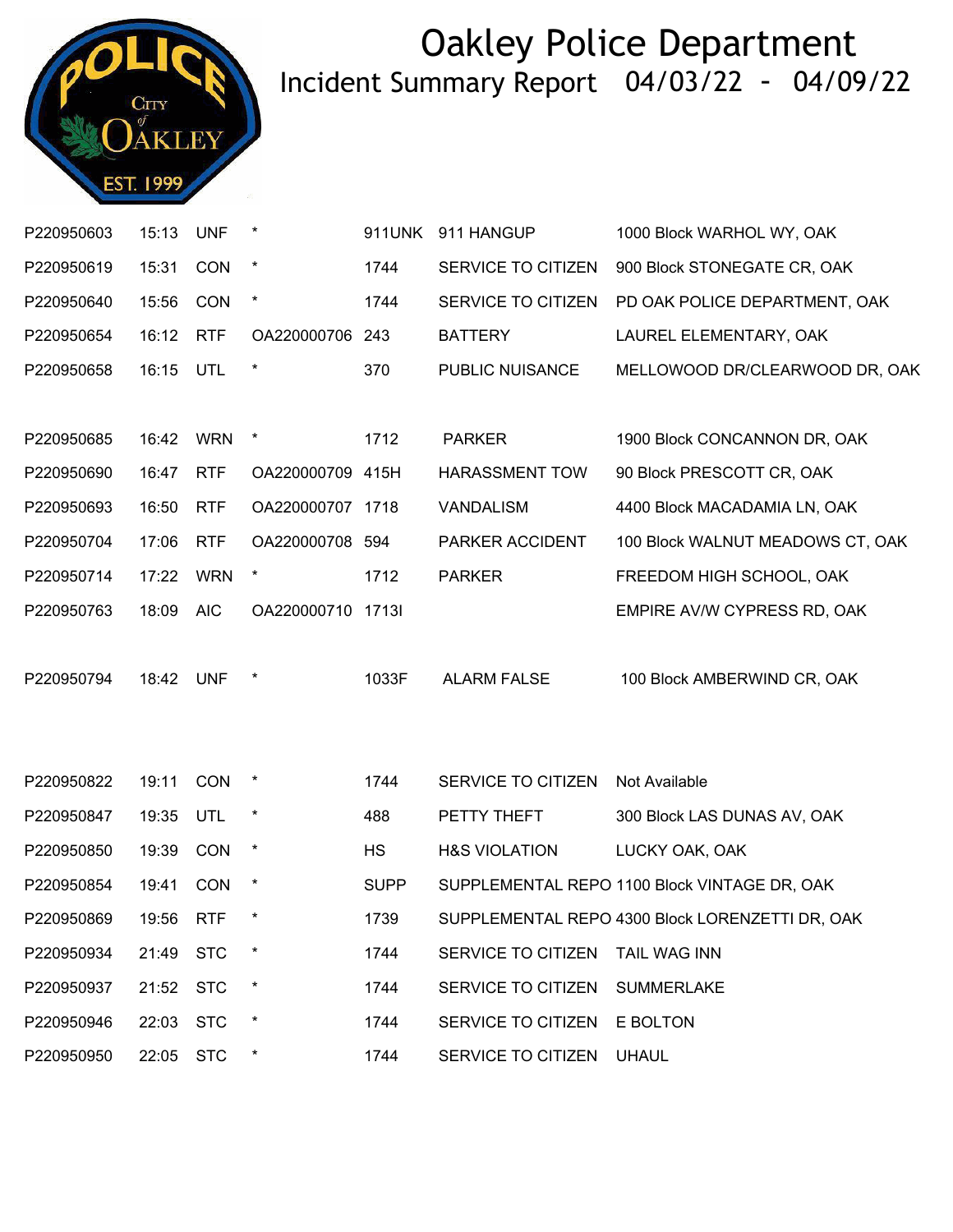# Oakley Police Department

## Incident Summary Report 04/03/22 - 04/09/22

| | | | | | | |
|---|---|---|---|---|---|---|
| P220950603 | 15:13 | UNF | * | 911UNK | 911 HANGUP | 1000 Block WARHOL WY, OAK |
| P220950619 | 15:31 | CON | * | 1744 | SERVICE TO CITIZEN | 900 Block STONEGATE CR, OAK |
| P220950640 | 15:56 | CON | * | 1744 | SERVICE TO CITIZEN | PD OAK POLICE DEPARTMENT, OAK |
| P220950654 | 16:12 | RTF | OA220000706 | 243 | BATTERY | LAUREL ELEMENTARY, OAK |
| P220950658 | 16:15 | UTL | * | 370 | PUBLIC NUISANCE | MELLOWOOD DR/CLEARWOOD DR, OAK |
| P220950685 | 16:42 | WRN | * | 1712 | PARKER | 1900 Block CONCANNON DR, OAK |
| P220950690 | 16:47 | RTF | OA220000709 | 415H | HARASSMENT TOW | 90 Block PRESCOTT CR, OAK |
| P220950693 | 16:50 | RTF | OA220000707 | 1718 | VANDALISM | 4400 Block MACADAMIA LN, OAK |
| P220950704 | 17:06 | RTF | OA220000708 | 594 | PARKER ACCIDENT | 100 Block WALNUT MEADOWS CT, OAK |
| P220950714 | 17:22 | WRN | * | 1712 | PARKER | FREEDOM HIGH SCHOOL, OAK |
| P220950763 | 18:09 | AIC | OA220000710 | 1713I | | EMPIRE AV/W CYPRESS RD, OAK |
| P220950794 | 18:42 | UNF | * | 1033F | ALARM FALSE | 100 Block AMBERWIND CR, OAK |
| P220950822 | 19:11 | CON | * | 1744 | SERVICE TO CITIZEN | Not Available |
| P220950847 | 19:35 | UTL | * | 488 | PETTY THEFT | 300 Block LAS DUNAS AV, OAK |
| P220950850 | 19:39 | CON | * | HS | H&S VIOLATION | LUCKY OAK, OAK |
| P220950854 | 19:41 | CON | * | SUPP | SUPPLEMENTAL REPO | 1100 Block VINTAGE DR, OAK |
| P220950869 | 19:56 | RTF | * | 1739 | SUPPLEMENTAL REPO | 4300 Block LORENZETTI DR, OAK |
| P220950934 | 21:49 | STC | * | 1744 | SERVICE TO CITIZEN | TAIL WAG INN |
| P220950937 | 21:52 | STC | * | 1744 | SERVICE TO CITIZEN | SUMMERLAKE |
| P220950946 | 22:03 | STC | * | 1744 | SERVICE TO CITIZEN | E BOLTON |
| P220950950 | 22:05 | STC | * | 1744 | SERVICE TO CITIZEN | UHAUL |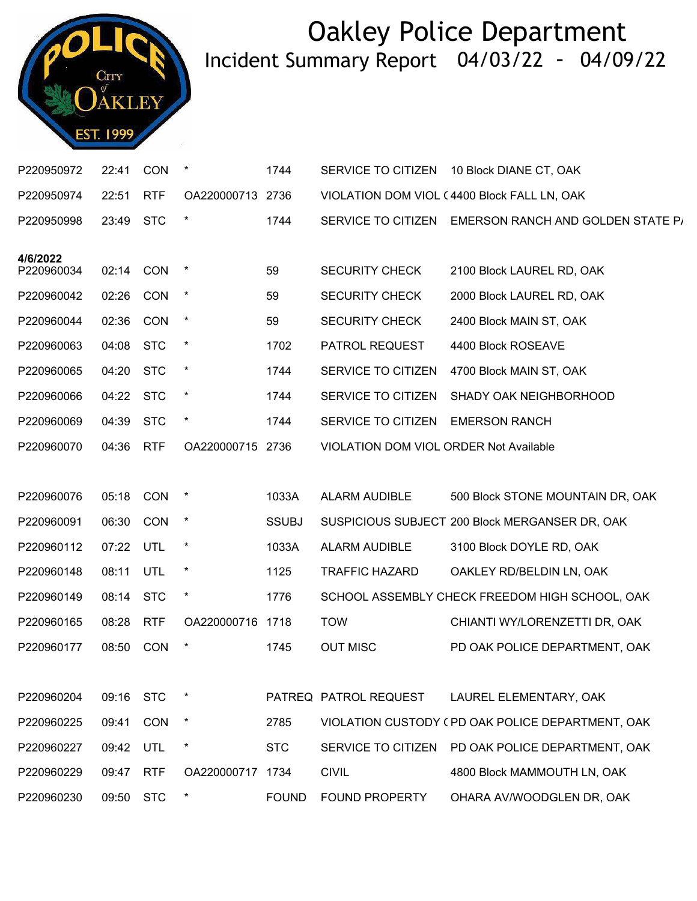# Oakley Police Department

## Incident Summary Report 04/03/22 - 04/09/22

| | | | | | | |
|---|---|---|---|---|---|---|
| P220950972 | 22:41 | CON | * | 1744 | SERVICE TO CITIZEN | 10 Block DIANE CT, OAK |
| P220950974 | 22:51 | RTF | OA220000713 | 2736 | VIOLATION DOM VIOL ( | 4400 Block FALL LN, OAK |
| P220950998 | 23:49 | STC | * | 1744 | SERVICE TO CITIZEN | EMERSON RANCH AND GOLDEN STATE P/ |
| **4/6/2022** | | | | | | |
| P220960034 | 02:14 | CON | * | 59 | SECURITY CHECK | 2100 Block LAUREL RD, OAK |
| P220960042 | 02:26 | CON | * | 59 | SECURITY CHECK | 2000 Block LAUREL RD, OAK |
| P220960044 | 02:36 | CON | * | 59 | SECURITY CHECK | 2400 Block MAIN ST, OAK |
| P220960063 | 04:08 | STC | * | 1702 | PATROL REQUEST | 4400 Block ROSEAVE |
| P220960065 | 04:20 | STC | * | 1744 | SERVICE TO CITIZEN | 4700 Block MAIN ST, OAK |
| P220960066 | 04:22 | STC | * | 1744 | SERVICE TO CITIZEN | SHADY OAK NEIGHBORHOOD |
| P220960069 | 04:39 | STC | * | 1744 | SERVICE TO CITIZEN | EMERSON RANCH |
| P220960070 | 04:36 | RTF | OA220000715 | 2736 | VIOLATION DOM VIOL ORDER | Not Available |
| P220960076 | 05:18 | CON | * | 1033A | ALARM AUDIBLE | 500 Block STONE MOUNTAIN DR, OAK |
| P220960091 | 06:30 | CON | * | SSUBJ | SUSPICIOUS SUBJECT | 200 Block MERGANSER DR, OAK |
| P220960112 | 07:22 | UTL | * | 1033A | ALARM AUDIBLE | 3100 Block DOYLE RD, OAK |
| P220960148 | 08:11 | UTL | * | 1125 | TRAFFIC HAZARD | OAKLEY RD/BELDIN LN, OAK |
| P220960149 | 08:14 | STC | * | 1776 | SCHOOL ASSEMBLY CHECK | FREEDOM HIGH SCHOOL, OAK |
| P220960165 | 08:28 | RTF | OA220000716 | 1718 | TOW | CHIANTI WY/LORENZETTI DR, OAK |
| P220960177 | 08:50 | CON | * | 1745 | OUT MISC | PD OAK POLICE DEPARTMENT, OAK |
| P220960204 | 09:16 | STC | * | PATREQ | PATROL REQUEST | LAUREL ELEMENTARY, OAK |
| P220960225 | 09:41 | CON | * | 2785 | VIOLATION CUSTODY ( | PD OAK POLICE DEPARTMENT, OAK |
| P220960227 | 09:42 | UTL | * | STC | SERVICE TO CITIZEN | PD OAK POLICE DEPARTMENT, OAK |
| P220960229 | 09:47 | RTF | OA220000717 | 1734 | CIVIL | 4800 Block MAMMOUTH LN, OAK |
| P220960230 | 09:50 | STC | * | FOUND | FOUND PROPERTY | OHARA AV/WOODGLEN DR, OAK |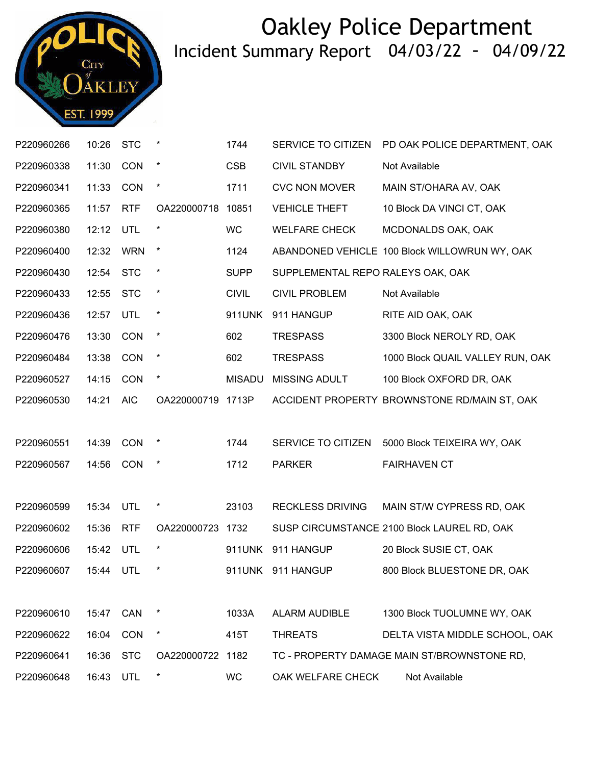# Oakley Police Department

## Incident Summary Report 04/03/22 - 04/09/22

| | | | | | | |
|---|---|---|---|---|---|---|
| P220960266 | 10:26 | STC | * | 1744 | SERVICE TO CITIZEN | PD OAK POLICE DEPARTMENT, OAK |
| P220960338 | 11:30 | CON | * | CSB | CIVIL STANDBY | Not Available |
| P220960341 | 11:33 | CON | * | 1711 | CVC NON MOVER | MAIN ST/OHARA AV, OAK |
| P220960365 | 11:57 | RTF | OA220000718 | 10851 | VEHICLE THEFT | 10 Block DA VINCI CT, OAK |
| P220960380 | 12:12 | UTL | * | WC | WELFARE CHECK | MCDONALDS OAK, OAK |
| P220960400 | 12:32 | WRN | * | 1124 | ABANDONED VEHICLE | 100 Block WILLOWRUN WY, OAK |
| P220960430 | 12:54 | STC | * | SUPP | SUPPLEMENTAL REPO | RALEYS OAK, OAK |
| P220960433 | 12:55 | STC | * | CIVIL | CIVIL PROBLEM | Not Available |
| P220960436 | 12:57 | UTL | * | 911UNK | 911 HANGUP | RITE AID OAK, OAK |
| P220960476 | 13:30 | CON | * | 602 | TRESPASS | 3300 Block NEROLY RD, OAK |
| P220960484 | 13:38 | CON | * | 602 | TRESPASS | 1000 Block QUAIL VALLEY RUN, OAK |
| P220960527 | 14:15 | CON | * | MISADU | MISSING ADULT | 100 Block OXFORD DR, OAK |
| P220960530 | 14:21 | AIC | OA220000719 | 1713P | ACCIDENT PROPERTY | BROWNSTONE RD/MAIN ST, OAK |
| P220960551 | 14:39 | CON | * | 1744 | SERVICE TO CITIZEN | 5000 Block TEIXEIRA WY, OAK |
| P220960567 | 14:56 | CON | * | 1712 | PARKER | FAIRHAVEN CT |
| P220960599 | 15:34 | UTL | * | 23103 | RECKLESS DRIVING | MAIN ST/W CYPRESS RD, OAK |
| P220960602 | 15:36 | RTF | OA220000723 | 1732 | SUSP CIRCUMSTANCE | 2100 Block LAUREL RD, OAK |
| P220960606 | 15:42 | UTL | * | 911UNK | 911 HANGUP | 20 Block SUSIE CT, OAK |
| P220960607 | 15:44 | UTL | * | 911UNK | 911 HANGUP | 800 Block BLUESTONE DR, OAK |
| P220960610 | 15:47 | CAN | * | 1033A | ALARM AUDIBLE | 1300 Block TUOLUMNE WY, OAK |
| P220960622 | 16:04 | CON | * | 415T | THREATS | DELTA VISTA MIDDLE SCHOOL, OAK |
| P220960641 | 16:36 | STC | OA220000722 | 1182 | TC - PROPERTY DAMAGE | MAIN ST/BROWNSTONE RD, |
| P220960648 | 16:43 | UTL | * | WC | OAK WELFARE CHECK | Not Available |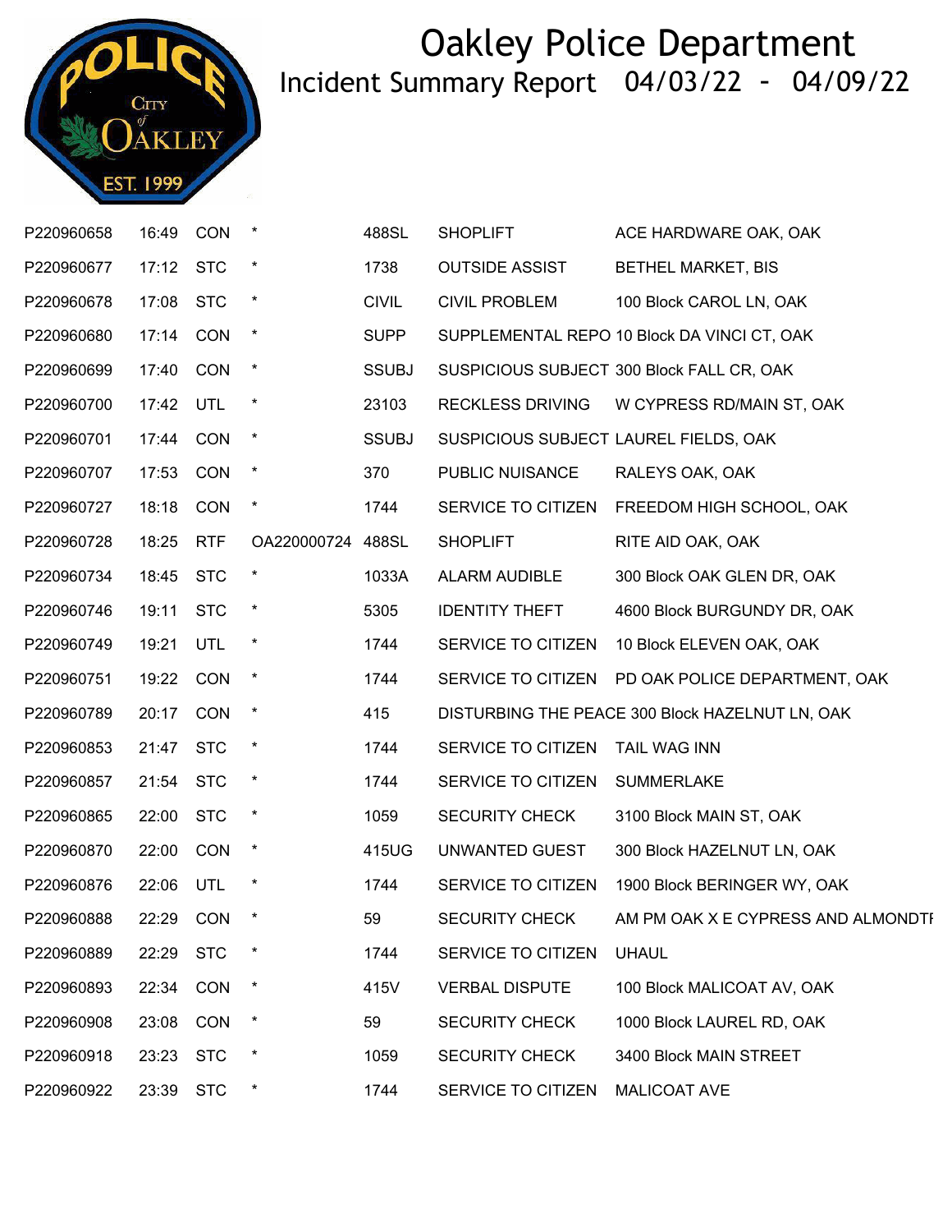# Oakley Police Department

## Incident Summary Report 04/03/22 - 04/09/22

| | | | | | | |
|---|---|---|---|---|---|---|
| P220960658 | 16:49 | CON | * | 488SL | SHOPLIFT | ACE HARDWARE OAK, OAK |
| P220960677 | 17:12 | STC | * | 1738 | OUTSIDE ASSIST | BETHEL MARKET, BIS |
| P220960678 | 17:08 | STC | * | CIVIL | CIVIL PROBLEM | 100 Block CAROL LN, OAK |
| P220960680 | 17:14 | CON | * | SUPP | SUPPLEMENTAL REPO | 10 Block DA VINCI CT, OAK |
| P220960699 | 17:40 | CON | * | SSUBJ | SUSPICIOUS SUBJECT | 300 Block FALL CR, OAK |
| P220960700 | 17:42 | UTL | * | 23103 | RECKLESS DRIVING | W CYPRESS RD/MAIN ST, OAK |
| P220960701 | 17:44 | CON | * | SSUBJ | SUSPICIOUS SUBJECT | LAUREL FIELDS, OAK |
| P220960707 | 17:53 | CON | * | 370 | PUBLIC NUISANCE | RALEYS OAK, OAK |
| P220960727 | 18:18 | CON | * | 1744 | SERVICE TO CITIZEN | FREEDOM HIGH SCHOOL, OAK |
| P220960728 | 18:25 | RTF | OA220000724 | 488SL | SHOPLIFT | RITE AID OAK, OAK |
| P220960734 | 18:45 | STC | * | 1033A | ALARM AUDIBLE | 300 Block OAK GLEN DR, OAK |
| P220960746 | 19:11 | STC | * | 5305 | IDENTITY THEFT | 4600 Block BURGUNDY DR, OAK |
| P220960749 | 19:21 | UTL | * | 1744 | SERVICE TO CITIZEN | 10 Block ELEVEN OAK, OAK |
| P220960751 | 19:22 | CON | * | 1744 | SERVICE TO CITIZEN | PD OAK POLICE DEPARTMENT, OAK |
| P220960789 | 20:17 | CON | * | 415 | DISTURBING THE PEACE | 300 Block HAZELNUT LN, OAK |
| P220960853 | 21:47 | STC | * | 1744 | SERVICE TO CITIZEN | TAIL WAG INN |
| P220960857 | 21:54 | STC | * | 1744 | SERVICE TO CITIZEN | SUMMERLAKE |
| P220960865 | 22:00 | STC | * | 1059 | SECURITY CHECK | 3100 Block MAIN ST, OAK |
| P220960870 | 22:00 | CON | * | 415UG | UNWANTED GUEST | 300 Block HAZELNUT LN, OAK |
| P220960876 | 22:06 | UTL | * | 1744 | SERVICE TO CITIZEN | 1900 Block BERINGER WY, OAK |
| P220960888 | 22:29 | CON | * | 59 | SECURITY CHECK | AM PM OAK X E CYPRESS AND ALMONDTI |
| P220960889 | 22:29 | STC | * | 1744 | SERVICE TO CITIZEN | UHAUL |
| P220960893 | 22:34 | CON | * | 415V | VERBAL DISPUTE | 100 Block MALICOAT AV, OAK |
| P220960908 | 23:08 | CON | * | 59 | SECURITY CHECK | 1000 Block LAUREL RD, OAK |
| P220960918 | 23:23 | STC | * | 1059 | SECURITY CHECK | 3400 Block MAIN STREET |
| P220960922 | 23:39 | STC | * | 1744 | SERVICE TO CITIZEN | MALICOAT AVE |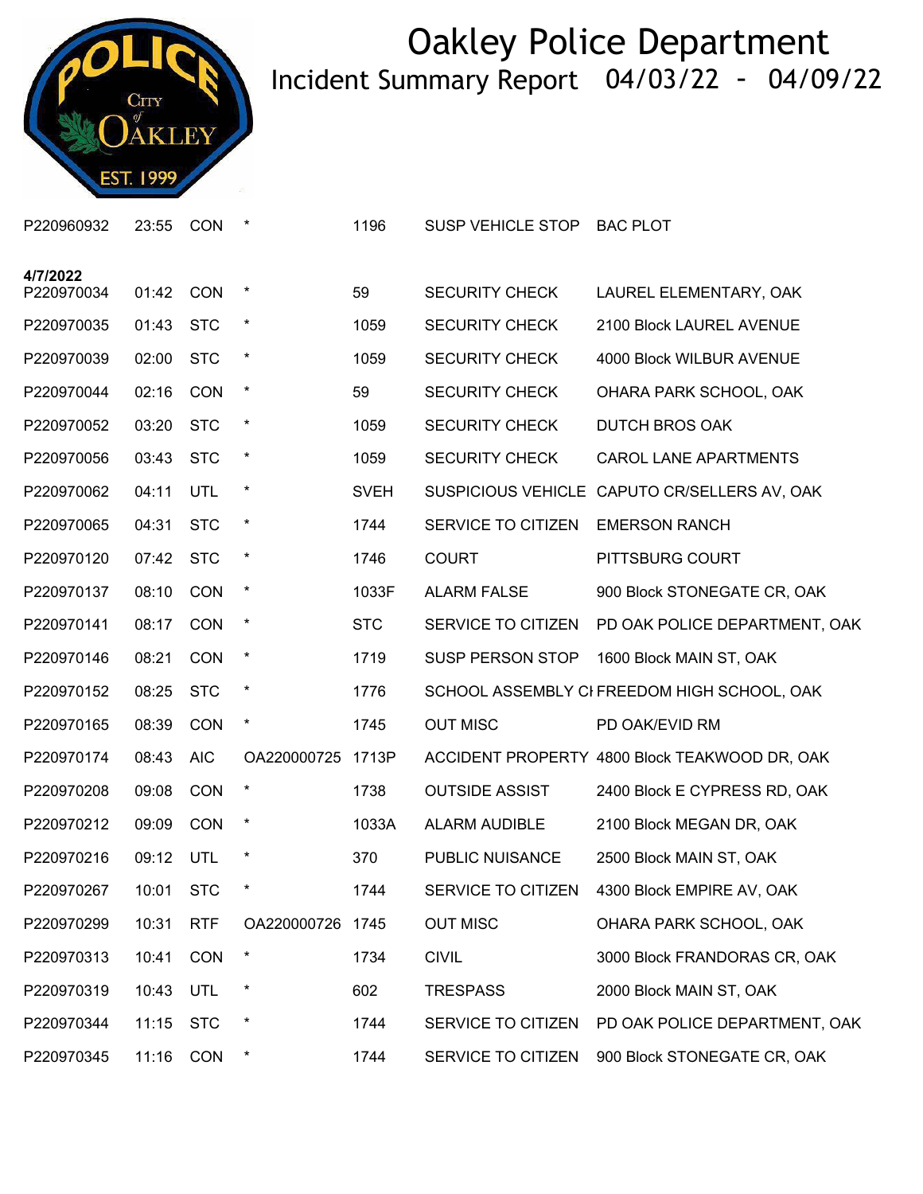# Oakley Police Department

## Incident Summary Report 04/03/22 - 04/09/22

| | | | | | | |
|---|---|---|---|---|---|---|
| P220960932 | 23:55 | CON | * | 1196 | SUSP VEHICLE STOP | BAC PLOT |
| **4/7/2022** | | | | | | |
| P220970034 | 01:42 | CON | * | 59 | SECURITY CHECK | LAUREL ELEMENTARY, OAK |
| P220970035 | 01:43 | STC | * | 1059 | SECURITY CHECK | 2100 Block LAUREL AVENUE |
| P220970039 | 02:00 | STC | * | 1059 | SECURITY CHECK | 4000 Block WILBUR AVENUE |
| P220970044 | 02:16 | CON | * | 59 | SECURITY CHECK | OHARA PARK SCHOOL, OAK |
| P220970052 | 03:20 | STC | * | 1059 | SECURITY CHECK | DUTCH BROS OAK |
| P220970056 | 03:43 | STC | * | 1059 | SECURITY CHECK | CAROL LANE APARTMENTS |
| P220970062 | 04:11 | UTL | * | SVEH | SUSPICIOUS VEHICLE | CAPUTO CR/SELLERS AV, OAK |
| P220970065 | 04:31 | STC | * | 1744 | SERVICE TO CITIZEN | EMERSON RANCH |
| P220970120 | 07:42 | STC | * | 1746 | COURT | PITTSBURG COURT |
| P220970137 | 08:10 | CON | * | 1033F | ALARM FALSE | 900 Block STONEGATE CR, OAK |
| P220970141 | 08:17 | CON | * | STC | SERVICE TO CITIZEN | PD OAK POLICE DEPARTMENT, OAK |
| P220970146 | 08:21 | CON | * | 1719 | SUSP PERSON STOP | 1600 Block MAIN ST, OAK |
| P220970152 | 08:25 | STC | * | 1776 | SCHOOL ASSEMBLY CI | FREEDOM HIGH SCHOOL, OAK |
| P220970165 | 08:39 | CON | * | 1745 | OUT MISC | PD OAK/EVID RM |
| P220970174 | 08:43 | AIC | OA220000725 | 1713P | ACCIDENT PROPERTY | 4800 Block TEAKWOOD DR, OAK |
| P220970208 | 09:08 | CON | * | 1738 | OUTSIDE ASSIST | 2400 Block E CYPRESS RD, OAK |
| P220970212 | 09:09 | CON | * | 1033A | ALARM AUDIBLE | 2100 Block MEGAN DR, OAK |
| P220970216 | 09:12 | UTL | * | 370 | PUBLIC NUISANCE | 2500 Block MAIN ST, OAK |
| P220970267 | 10:01 | STC | * | 1744 | SERVICE TO CITIZEN | 4300 Block EMPIRE AV, OAK |
| P220970299 | 10:31 | RTF | OA220000726 | 1745 | OUT MISC | OHARA PARK SCHOOL, OAK |
| P220970313 | 10:41 | CON | * | 1734 | CIVIL | 3000 Block FRANDORAS CR, OAK |
| P220970319 | 10:43 | UTL | * | 602 | TRESPASS | 2000 Block MAIN ST, OAK |
| P220970344 | 11:15 | STC | * | 1744 | SERVICE TO CITIZEN | PD OAK POLICE DEPARTMENT, OAK |
| P220970345 | 11:16 | CON | * | 1744 | SERVICE TO CITIZEN | 900 Block STONEGATE CR, OAK |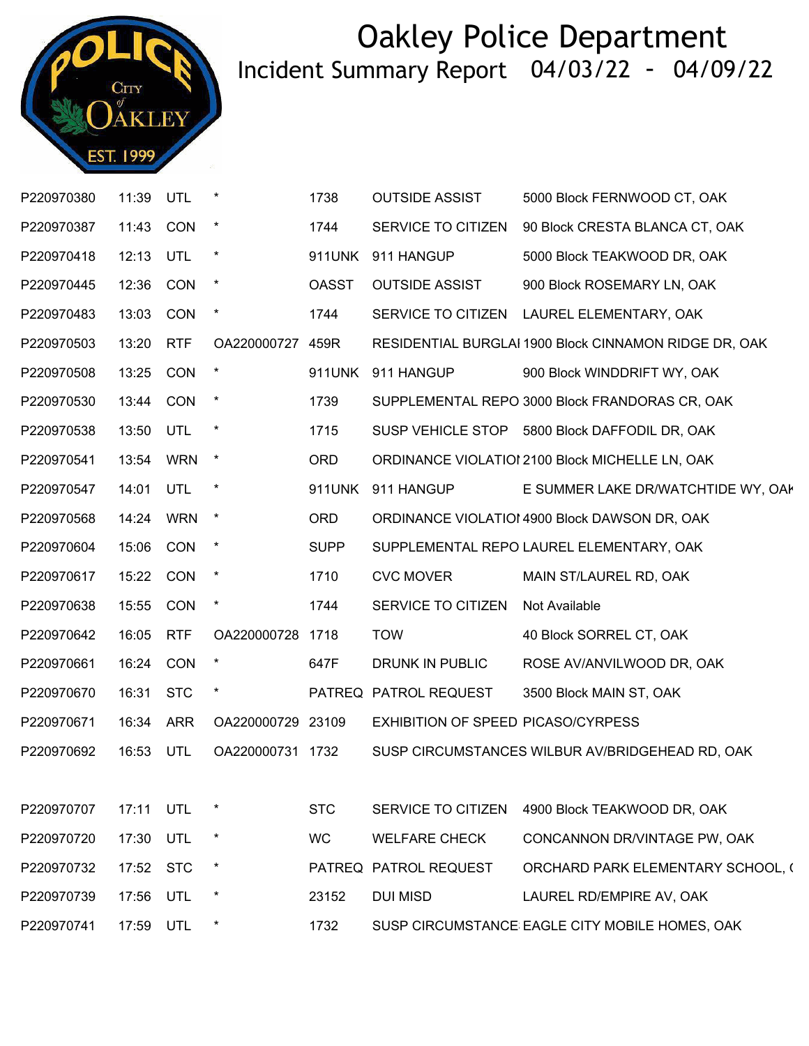# Oakley Police Department

## Incident Summary Report 04/03/22 - 04/09/22

| | | | | | | |
|---|---|---|---|---|---|---|
| P220970380 | 11:39 | UTL | * | 1738 | OUTSIDE ASSIST | 5000 Block FERNWOOD CT, OAK |
| P220970387 | 11:43 | CON | * | 1744 | SERVICE TO CITIZEN | 90 Block CRESTA BLANCA CT, OAK |
| P220970418 | 12:13 | UTL | * | 911UNK | 911 HANGUP | 5000 Block TEAKWOOD DR, OAK |
| P220970445 | 12:36 | CON | * | OASST | OUTSIDE ASSIST | 900 Block ROSEMARY LN, OAK |
| P220970483 | 13:03 | CON | * | 1744 | SERVICE TO CITIZEN | LAUREL ELEMENTARY, OAK |
| P220970503 | 13:20 | RTF | OA220000727 | 459R | RESIDENTIAL BURGLAI | 1900 Block CINNAMON RIDGE DR, OAK |
| P220970508 | 13:25 | CON | * | 911UNK | 911 HANGUP | 900 Block WINDDRIFT WY, OAK |
| P220970530 | 13:44 | CON | * | 1739 | SUPPLEMENTAL REPO | 3000 Block FRANDORAS CR, OAK |
| P220970538 | 13:50 | UTL | * | 1715 | SUSP VEHICLE STOP | 5800 Block DAFFODIL DR, OAK |
| P220970541 | 13:54 | WRN | * | ORD | ORDINANCE VIOLATIOI | 2100 Block MICHELLE LN, OAK |
| P220970547 | 14:01 | UTL | * | 911UNK | 911 HANGUP | E SUMMER LAKE DR/WATCHTIDE WY, OAK |
| P220970568 | 14:24 | WRN | * | ORD | ORDINANCE VIOLATIOI | 4900 Block DAWSON DR, OAK |
| P220970604 | 15:06 | CON | * | SUPP | SUPPLEMENTAL REPO | LAUREL ELEMENTARY, OAK |
| P220970617 | 15:22 | CON | * | 1710 | CVC MOVER | MAIN ST/LAUREL RD, OAK |
| P220970638 | 15:55 | CON | * | 1744 | SERVICE TO CITIZEN | Not Available |
| P220970642 | 16:05 | RTF | OA220000728 | 1718 | TOW | 40 Block SORREL CT, OAK |
| P220970661 | 16:24 | CON | * | 647F | DRUNK IN PUBLIC | ROSE AV/ANVILWOOD DR, OAK |
| P220970670 | 16:31 | STC | * | PATREQ | PATROL REQUEST | 3500 Block MAIN ST, OAK |
| P220970671 | 16:34 | ARR | OA220000729 | 23109 | EXHIBITION OF SPEED | PICASO/CYRPESS |
| P220970692 | 16:53 | UTL | OA220000731 | 1732 | SUSP CIRCUMSTANCES | WILBUR AV/BRIDGEHEAD RD, OAK |
| P220970707 | 17:11 | UTL | * | STC | SERVICE TO CITIZEN | 4900 Block TEAKWOOD DR, OAK |
| P220970720 | 17:30 | UTL | * | WC | WELFARE CHECK | CONCANNON DR/VINTAGE PW, OAK |
| P220970732 | 17:52 | STC | * | PATREQ | PATROL REQUEST | ORCHARD PARK ELEMENTARY SCHOOL, ( |
| P220970739 | 17:56 | UTL | * | 23152 | DUI MISD | LAUREL RD/EMPIRE AV, OAK |
| P220970741 | 17:59 | UTL | * | 1732 | SUSP CIRCUMSTANCE | EAGLE CITY MOBILE HOMES, OAK |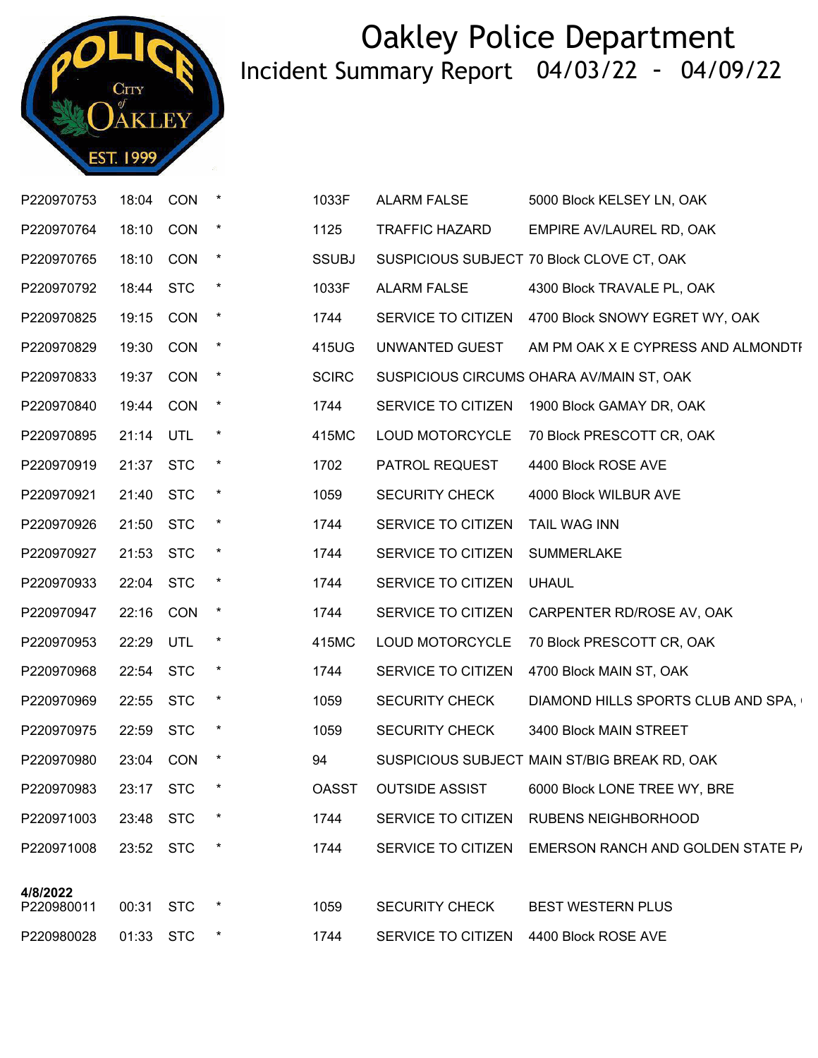# Oakley Police Department

## Incident Summary Report 04/03/22 - 04/09/22

| | | | | | | |
|---|---|---|---|---|---|---|
| P220970753 | 18:04 | CON | * | 1033F | ALARM FALSE | 5000 Block KELSEY LN, OAK |
| P220970764 | 18:10 | CON | * | 1125 | TRAFFIC HAZARD | EMPIRE AV/LAUREL RD, OAK |
| P220970765 | 18:10 | CON | * | SSUBJ | SUSPICIOUS SUBJECT | 70 Block CLOVE CT, OAK |
| P220970792 | 18:44 | STC | * | 1033F | ALARM FALSE | 4300 Block TRAVALE PL, OAK |
| P220970825 | 19:15 | CON | * | 1744 | SERVICE TO CITIZEN | 4700 Block SNOWY EGRET WY, OAK |
| P220970829 | 19:30 | CON | * | 415UG | UNWANTED GUEST | AM PM OAK X E CYPRESS AND ALMONDTI |
| P220970833 | 19:37 | CON | * | SCIRC | SUSPICIOUS CIRCUMS | OHARA AV/MAIN ST, OAK |
| P220970840 | 19:44 | CON | * | 1744 | SERVICE TO CITIZEN | 1900 Block GAMAY DR, OAK |
| P220970895 | 21:14 | UTL | * | 415MC | LOUD MOTORCYCLE | 70 Block PRESCOTT CR, OAK |
| P220970919 | 21:37 | STC | * | 1702 | PATROL REQUEST | 4400 Block ROSE AVE |
| P220970921 | 21:40 | STC | * | 1059 | SECURITY CHECK | 4000 Block WILBUR AVE |
| P220970926 | 21:50 | STC | * | 1744 | SERVICE TO CITIZEN | TAIL WAG INN |
| P220970927 | 21:53 | STC | * | 1744 | SERVICE TO CITIZEN | SUMMERLAKE |
| P220970933 | 22:04 | STC | * | 1744 | SERVICE TO CITIZEN | UHAUL |
| P220970947 | 22:16 | CON | * | 1744 | SERVICE TO CITIZEN | CARPENTER RD/ROSE AV, OAK |
| P220970953 | 22:29 | UTL | * | 415MC | LOUD MOTORCYCLE | 70 Block PRESCOTT CR, OAK |
| P220970968 | 22:54 | STC | * | 1744 | SERVICE TO CITIZEN | 4700 Block MAIN ST, OAK |
| P220970969 | 22:55 | STC | * | 1059 | SECURITY CHECK | DIAMOND HILLS SPORTS CLUB AND SPA, |
| P220970975 | 22:59 | STC | * | 1059 | SECURITY CHECK | 3400 Block MAIN STREET |
| P220970980 | 23:04 | CON | * | 94 | SUSPICIOUS SUBJECT | MAIN ST/BIG BREAK RD, OAK |
| P220970983 | 23:17 | STC | * | OASST | OUTSIDE ASSIST | 6000 Block LONE TREE WY, BRE |
| P220971003 | 23:48 | STC | * | 1744 | SERVICE TO CITIZEN | RUBENS NEIGHBORHOOD |
| P220971008 | 23:52 | STC | * | 1744 | SERVICE TO CITIZEN | EMERSON RANCH AND GOLDEN STATE P/ |
| **4/8/2022** | | | | | | |
| P220980011 | 00:31 | STC | * | 1059 | SECURITY CHECK | BEST WESTERN PLUS |
| P220980028 | 01:33 | STC | * | 1744 | SERVICE TO CITIZEN | 4400 Block ROSE AVE |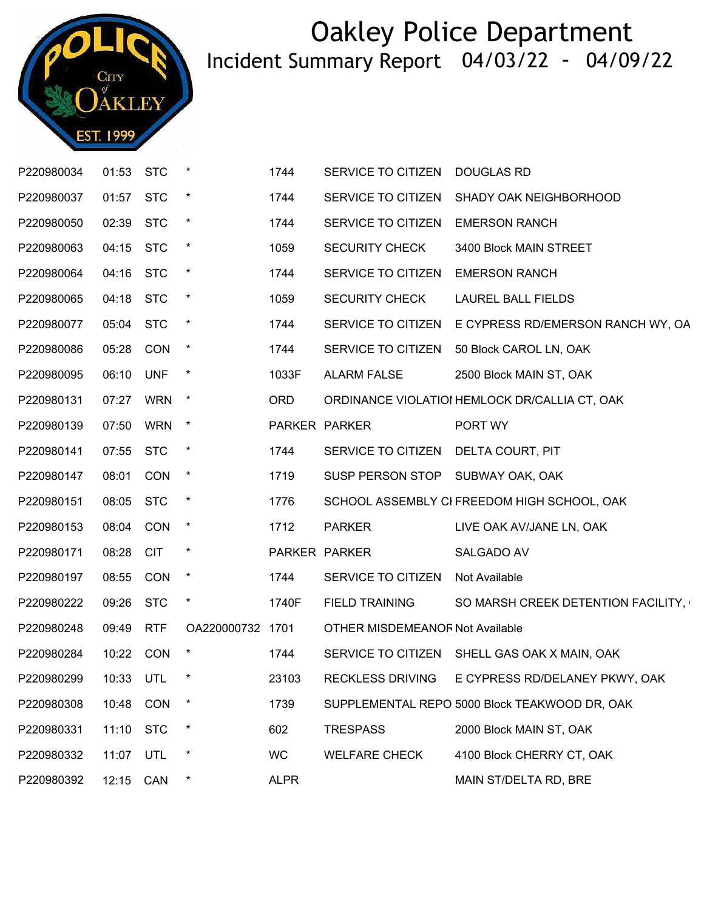# Oakley Police Department

## Incident Summary Report 04/03/22 - 04/09/22

| | | | | | | |
|---|---|---|---|---|---|---|
| P220980034 | 01:53 | STC | * | 1744 | SERVICE TO CITIZEN | DOUGLAS RD |
| P220980037 | 01:57 | STC | * | 1744 | SERVICE TO CITIZEN | SHADY OAK NEIGHBORHOOD |
| P220980050 | 02:39 | STC | * | 1744 | SERVICE TO CITIZEN | EMERSON RANCH |
| P220980063 | 04:15 | STC | * | 1059 | SECURITY CHECK | 3400 Block MAIN STREET |
| P220980064 | 04:16 | STC | * | 1744 | SERVICE TO CITIZEN | EMERSON RANCH |
| P220980065 | 04:18 | STC | * | 1059 | SECURITY CHECK | LAUREL BALL FIELDS |
| P220980077 | 05:04 | STC | * | 1744 | SERVICE TO CITIZEN | E CYPRESS RD/EMERSON RANCH WY, OA |
| P220980086 | 05:28 | CON | * | 1744 | SERVICE TO CITIZEN | 50 Block CAROL LN, OAK |
| P220980095 | 06:10 | UNF | * | 1033F | ALARM FALSE | 2500 Block MAIN ST, OAK |
| P220980131 | 07:27 | WRN | * | ORD | ORDINANCE VIOLATIOI | HEMLOCK DR/CALLIA CT, OAK |
| P220980139 | 07:50 | WRN | * | PARKER | PARKER | PORT WY |
| P220980141 | 07:55 | STC | * | 1744 | SERVICE TO CITIZEN | DELTA COURT, PIT |
| P220980147 | 08:01 | CON | * | 1719 | SUSP PERSON STOP | SUBWAY OAK, OAK |
| P220980151 | 08:05 | STC | * | 1776 | SCHOOL ASSEMBLY CI | FREEDOM HIGH SCHOOL, OAK |
| P220980153 | 08:04 | CON | * | 1712 | PARKER | LIVE OAK AV/JANE LN, OAK |
| P220980171 | 08:28 | CIT | * | PARKER | PARKER | SALGADO AV |
| P220980197 | 08:55 | CON | * | 1744 | SERVICE TO CITIZEN | Not Available |
| P220980222 | 09:26 | STC | * | 1740F | FIELD TRAINING | SO MARSH CREEK DETENTION FACILITY, |
| P220980248 | 09:49 | RTF | OA220000732 | 1701 | OTHER MISDEMEANOR | Not Available |
| P220980284 | 10:22 | CON | * | 1744 | SERVICE TO CITIZEN | SHELL GAS OAK X MAIN, OAK |
| P220980299 | 10:33 | UTL | * | 23103 | RECKLESS DRIVING | E CYPRESS RD/DELANEY PKWY, OAK |
| P220980308 | 10:48 | CON | * | 1739 | SUPPLEMENTAL REPO | 5000 Block TEAKWOOD DR, OAK |
| P220980331 | 11:10 | STC | * | 602 | TRESPASS | 2000 Block MAIN ST, OAK |
| P220980332 | 11:07 | UTL | * | WC | WELFARE CHECK | 4100 Block CHERRY CT, OAK |
| P220980392 | 12:15 | CAN | * | ALPR | | MAIN ST/DELTA RD, BRE |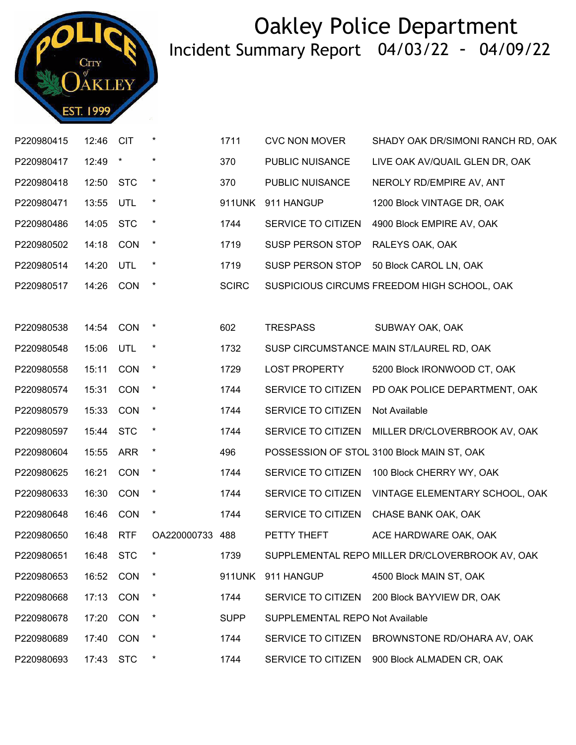# Oakley Police Department

## Incident Summary Report 04/03/22 - 04/09/22

| | | | | | | |
|---|---|---|---|---|---|---|
| P220980415 | 12:46 | CIT | * | 1711 | CVC NON MOVER | SHADY OAK DR/SIMONI RANCH RD, OAK |
| P220980417 | 12:49 | * | * | 370 | PUBLIC NUISANCE | LIVE OAK AV/QUAIL GLEN DR, OAK |
| P220980418 | 12:50 | STC | * | 370 | PUBLIC NUISANCE | NEROLY RD/EMPIRE AV, ANT |
| P220980471 | 13:55 | UTL | * | 911UNK | 911 HANGUP | 1200 Block VINTAGE DR, OAK |
| P220980486 | 14:05 | STC | * | 1744 | SERVICE TO CITIZEN | 4900 Block EMPIRE AV, OAK |
| P220980502 | 14:18 | CON | * | 1719 | SUSP PERSON STOP | RALEYS OAK, OAK |
| P220980514 | 14:20 | UTL | * | 1719 | SUSP PERSON STOP | 50 Block CAROL LN, OAK |
| P220980517 | 14:26 | CON | * | SCIRC | SUSPICIOUS CIRCUMS | FREEDOM HIGH SCHOOL, OAK |
| P220980538 | 14:54 | CON | * | 602 | TRESPASS | SUBWAY OAK, OAK |
| P220980548 | 15:06 | UTL | * | 1732 | SUSP CIRCUMSTANCE | MAIN ST/LAUREL RD, OAK |
| P220980558 | 15:11 | CON | * | 1729 | LOST PROPERTY | 5200 Block IRONWOOD CT, OAK |
| P220980574 | 15:31 | CON | * | 1744 | SERVICE TO CITIZEN | PD OAK POLICE DEPARTMENT, OAK |
| P220980579 | 15:33 | CON | * | 1744 | SERVICE TO CITIZEN | Not Available |
| P220980597 | 15:44 | STC | * | 1744 | SERVICE TO CITIZEN | MILLER DR/CLOVERBROOK AV, OAK |
| P220980604 | 15:55 | ARR | * | 496 | POSSESSION OF STOL | 3100 Block MAIN ST, OAK |
| P220980625 | 16:21 | CON | * | 1744 | SERVICE TO CITIZEN | 100 Block CHERRY WY, OAK |
| P220980633 | 16:30 | CON | * | 1744 | SERVICE TO CITIZEN | VINTAGE ELEMENTARY SCHOOL, OAK |
| P220980648 | 16:46 | CON | * | 1744 | SERVICE TO CITIZEN | CHASE BANK OAK, OAK |
| P220980650 | 16:48 | RTF | OA220000733 | 488 | PETTY THEFT | ACE HARDWARE OAK, OAK |
| P220980651 | 16:48 | STC | * | 1739 | SUPPLEMENTAL REPO | MILLER DR/CLOVERBROOK AV, OAK |
| P220980653 | 16:52 | CON | * | 911UNK | 911 HANGUP | 4500 Block MAIN ST, OAK |
| P220980668 | 17:13 | CON | * | 1744 | SERVICE TO CITIZEN | 200 Block BAYVIEW DR, OAK |
| P220980678 | 17:20 | CON | * | SUPP | SUPPLEMENTAL REPO | Not Available |
| P220980689 | 17:40 | CON | * | 1744 | SERVICE TO CITIZEN | BROWNSTONE RD/OHARA AV, OAK |
| P220980693 | 17:43 | STC | * | 1744 | SERVICE TO CITIZEN | 900 Block ALMADEN CR, OAK |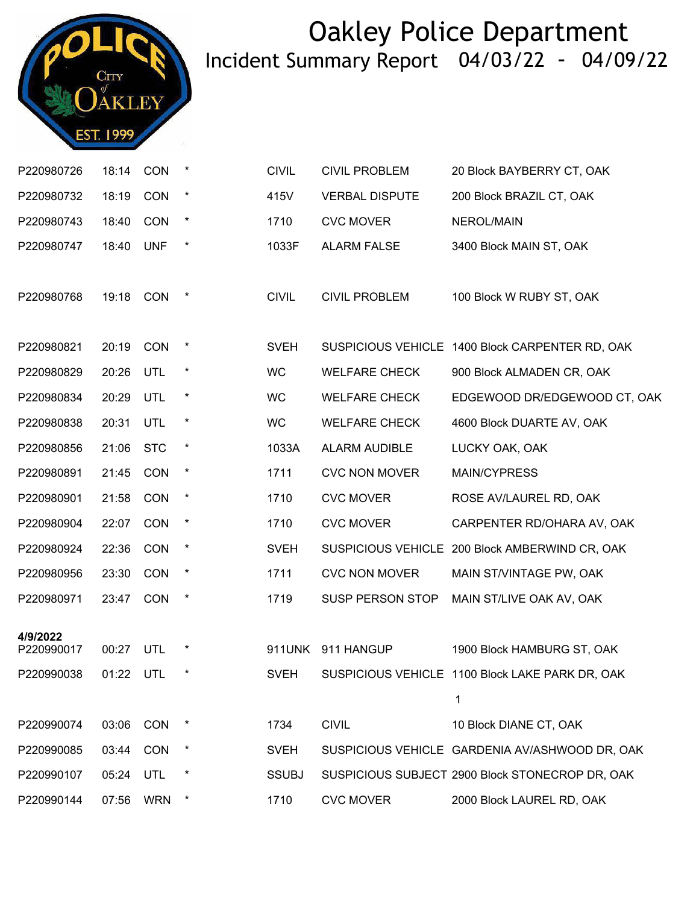# Oakley Police Department

## Incident Summary Report 04/03/22 - 04/09/22

| | | | | | | |
|---|---|---|---|---|---|---|
| P220980726 | 18:14 | CON | * | CIVIL | CIVIL PROBLEM | 20 Block BAYBERRY CT, OAK |
| P220980732 | 18:19 | CON | * | 415V | VERBAL DISPUTE | 200 Block BRAZIL CT, OAK |
| P220980743 | 18:40 | CON | * | 1710 | CVC MOVER | NEROL/MAIN |
| P220980747 | 18:40 | UNF | * | 1033F | ALARM FALSE | 3400 Block MAIN ST, OAK |
| P220980768 | 19:18 | CON | * | CIVIL | CIVIL PROBLEM | 100 Block W RUBY ST, OAK |
| P220980821 | 20:19 | CON | * | SVEH | SUSPICIOUS VEHICLE | 1400 Block CARPENTER RD, OAK |
| P220980829 | 20:26 | UTL | * | WC | WELFARE CHECK | 900 Block ALMADEN CR, OAK |
| P220980834 | 20:29 | UTL | * | WC | WELFARE CHECK | EDGEWOOD DR/EDGEWOOD CT, OAK |
| P220980838 | 20:31 | UTL | * | WC | WELFARE CHECK | 4600 Block DUARTE AV, OAK |
| P220980856 | 21:06 | STC | * | 1033A | ALARM AUDIBLE | LUCKY OAK, OAK |
| P220980891 | 21:45 | CON | * | 1711 | CVC NON MOVER | MAIN/CYPRESS |
| P220980901 | 21:58 | CON | * | 1710 | CVC MOVER | ROSE AV/LAUREL RD, OAK |
| P220980904 | 22:07 | CON | * | 1710 | CVC MOVER | CARPENTER RD/OHARA AV, OAK |
| P220980924 | 22:36 | CON | * | SVEH | SUSPICIOUS VEHICLE | 200 Block AMBERWIND CR, OAK |
| P220980956 | 23:30 | CON | * | 1711 | CVC NON MOVER | MAIN ST/VINTAGE PW, OAK |
| P220980971 | 23:47 | CON | * | 1719 | SUSP PERSON STOP | MAIN ST/LIVE OAK AV, OAK |
| **4/9/2022** | | | | | | |
| P220990017 | 00:27 | UTL | * | 911UNK | 911 HANGUP | 1900 Block HAMBURG ST, OAK |
| P220990038 | 01:22 | UTL | * | SVEH | SUSPICIOUS VEHICLE | 1100 Block LAKE PARK DR, OAK 1 |
| P220990074 | 03:06 | CON | * | 1734 | CIVIL | 10 Block DIANE CT, OAK |
| P220990085 | 03:44 | CON | * | SVEH | SUSPICIOUS VEHICLE | GARDENIA AV/ASHWOOD DR, OAK |
| P220990107 | 05:24 | UTL | * | SSUBJ | SUSPICIOUS SUBJECT | 2900 Block STONECROP DR, OAK |
| P220990144 | 07:56 | WRN | * | 1710 | CVC MOVER | 2000 Block LAUREL RD, OAK |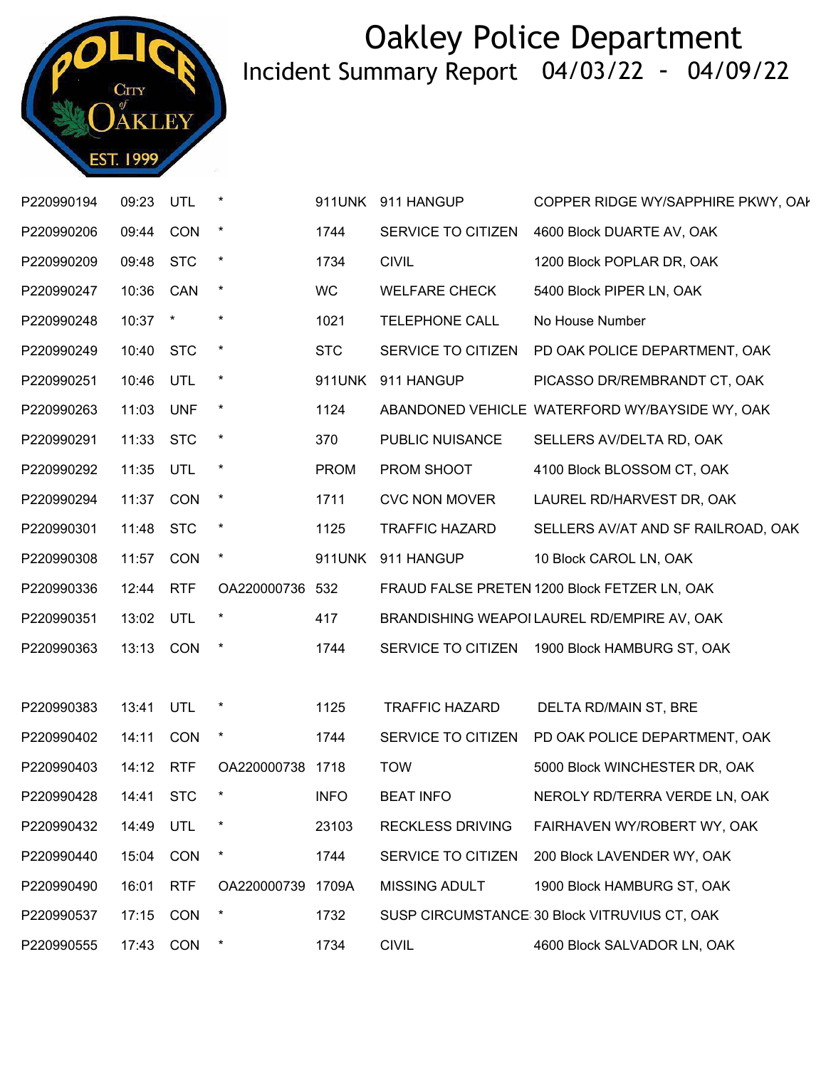# Oakley Police Department

## Incident Summary Report 04/03/22 - 04/09/22

| | | | | | | |
|---|---|---|---|---|---|---|
| P220990194 | 09:23 | UTL | * | 911UNK | 911 HANGUP | COPPER RIDGE WY/SAPPHIRE PKWY, OAK |
| P220990206 | 09:44 | CON | * | 1744 | SERVICE TO CITIZEN | 4600 Block DUARTE AV, OAK |
| P220990209 | 09:48 | STC | * | 1734 | CIVIL | 1200 Block POPLAR DR, OAK |
| P220990247 | 10:36 | CAN | * | WC | WELFARE CHECK | 5400 Block PIPER LN, OAK |
| P220990248 | 10:37 | * | * | 1021 | TELEPHONE CALL | No House Number |
| P220990249 | 10:40 | STC | * | STC | SERVICE TO CITIZEN | PD OAK POLICE DEPARTMENT, OAK |
| P220990251 | 10:46 | UTL | * | 911UNK | 911 HANGUP | PICASSO DR/REMBRANDT CT, OAK |
| P220990263 | 11:03 | UNF | * | 1124 | ABANDONED VEHICLE | WATERFORD WY/BAYSIDE WY, OAK |
| P220990291 | 11:33 | STC | * | 370 | PUBLIC NUISANCE | SELLERS AV/DELTA RD, OAK |
| P220990292 | 11:35 | UTL | * | PROM | PROM SHOOT | 4100 Block BLOSSOM CT, OAK |
| P220990294 | 11:37 | CON | * | 1711 | CVC NON MOVER | LAUREL RD/HARVEST DR, OAK |
| P220990301 | 11:48 | STC | * | 1125 | TRAFFIC HAZARD | SELLERS AV/AT AND SF RAILROAD, OAK |
| P220990308 | 11:57 | CON | * | 911UNK | 911 HANGUP | 10 Block CAROL LN, OAK |
| P220990336 | 12:44 | RTF | OA220000736 | 532 | FRAUD FALSE PRETEN | 1200 Block FETZER LN, OAK |
| P220990351 | 13:02 | UTL | * | 417 | BRANDISHING WEAPOI | LAUREL RD/EMPIRE AV, OAK |
| P220990363 | 13:13 | CON | * | 1744 | SERVICE TO CITIZEN | 1900 Block HAMBURG ST, OAK |
| P220990383 | 13:41 | UTL | * | 1125 | TRAFFIC HAZARD | DELTA RD/MAIN ST, BRE |
| P220990402 | 14:11 | CON | * | 1744 | SERVICE TO CITIZEN | PD OAK POLICE DEPARTMENT, OAK |
| P220990403 | 14:12 | RTF | OA220000738 | 1718 | TOW | 5000 Block WINCHESTER DR, OAK |
| P220990428 | 14:41 | STC | * | INFO | BEAT INFO | NEROLY RD/TERRA VERDE LN, OAK |
| P220990432 | 14:49 | UTL | * | 23103 | RECKLESS DRIVING | FAIRHAVEN WY/ROBERT WY, OAK |
| P220990440 | 15:04 | CON | * | 1744 | SERVICE TO CITIZEN | 200 Block LAVENDER WY, OAK |
| P220990490 | 16:01 | RTF | OA220000739 | 1709A | MISSING ADULT | 1900 Block HAMBURG ST, OAK |
| P220990537 | 17:15 | CON | * | 1732 | SUSP CIRCUMSTANCE | 30 Block VITRUVIUS CT, OAK |
| P220990555 | 17:43 | CON | * | 1734 | CIVIL | 4600 Block SALVADOR LN, OAK |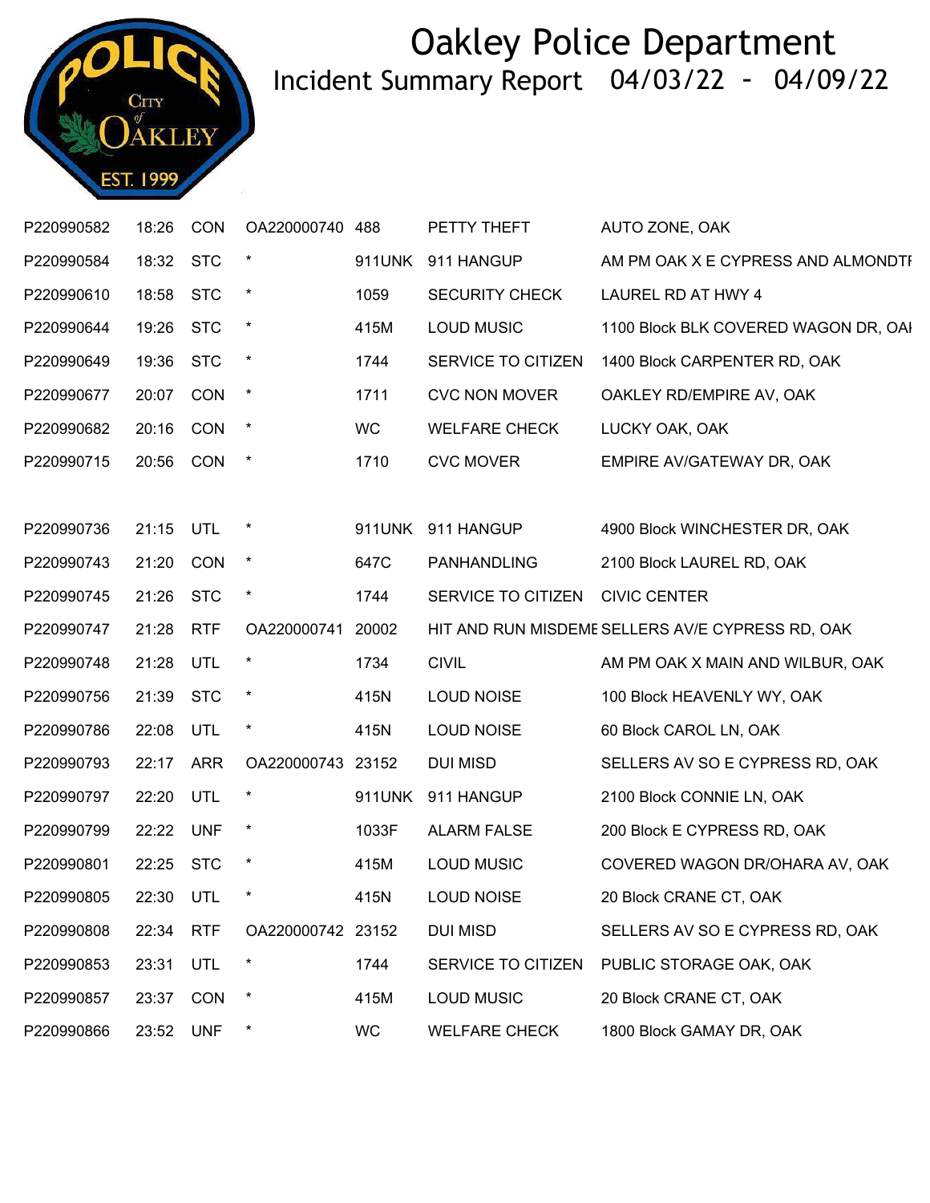# Oakley Police Department

## Incident Summary Report 04/03/22 - 04/09/22

| | | | | | | |
|---|---|---|---|---|---|---|
| P220990582 | 18:26 | CON | OA220000740 | 488 | PETTY THEFT | AUTO ZONE, OAK |
| P220990584 | 18:32 | STC | * | 911UNK | 911 HANGUP | AM PM OAK X E CYPRESS AND ALMONDTI |
| P220990610 | 18:58 | STC | * | 1059 | SECURITY CHECK | LAUREL RD AT HWY 4 |
| P220990644 | 19:26 | STC | * | 415M | LOUD MUSIC | 1100 Block BLK COVERED WAGON DR, OAI |
| P220990649 | 19:36 | STC | * | 1744 | SERVICE TO CITIZEN | 1400 Block CARPENTER RD, OAK |
| P220990677 | 20:07 | CON | * | 1711 | CVC NON MOVER | OAKLEY RD/EMPIRE AV, OAK |
| P220990682 | 20:16 | CON | * | WC | WELFARE CHECK | LUCKY OAK, OAK |
| P220990715 | 20:56 | CON | * | 1710 | CVC MOVER | EMPIRE AV/GATEWAY DR, OAK |
| P220990736 | 21:15 | UTL | * | 911UNK | 911 HANGUP | 4900 Block WINCHESTER DR, OAK |
| P220990743 | 21:20 | CON | * | 647C | PANHANDLING | 2100 Block LAUREL RD, OAK |
| P220990745 | 21:26 | STC | * | 1744 | SERVICE TO CITIZEN | CIVIC CENTER |
| P220990747 | 21:28 | RTF | OA220000741 | 20002 | HIT AND RUN MISDEME | SELLERS AV/E CYPRESS RD, OAK |
| P220990748 | 21:28 | UTL | * | 1734 | CIVIL | AM PM OAK X MAIN AND WILBUR, OAK |
| P220990756 | 21:39 | STC | * | 415N | LOUD NOISE | 100 Block HEAVENLY WY, OAK |
| P220990786 | 22:08 | UTL | * | 415N | LOUD NOISE | 60 Block CAROL LN, OAK |
| P220990793 | 22:17 | ARR | OA220000743 | 23152 | DUI MISD | SELLERS AV SO E CYPRESS RD, OAK |
| P220990797 | 22:20 | UTL | * | 911UNK | 911 HANGUP | 2100 Block CONNIE LN, OAK |
| P220990799 | 22:22 | UNF | * | 1033F | ALARM FALSE | 200 Block E CYPRESS RD, OAK |
| P220990801 | 22:25 | STC | * | 415M | LOUD MUSIC | COVERED WAGON DR/OHARA AV, OAK |
| P220990805 | 22:30 | UTL | * | 415N | LOUD NOISE | 20 Block CRANE CT, OAK |
| P220990808 | 22:34 | RTF | OA220000742 | 23152 | DUI MISD | SELLERS AV SO E CYPRESS RD, OAK |
| P220990853 | 23:31 | UTL | * | 1744 | SERVICE TO CITIZEN | PUBLIC STORAGE OAK, OAK |
| P220990857 | 23:37 | CON | * | 415M | LOUD MUSIC | 20 Block CRANE CT, OAK |
| P220990866 | 23:52 | UNF | * | WC | WELFARE CHECK | 1800 Block GAMAY DR, OAK |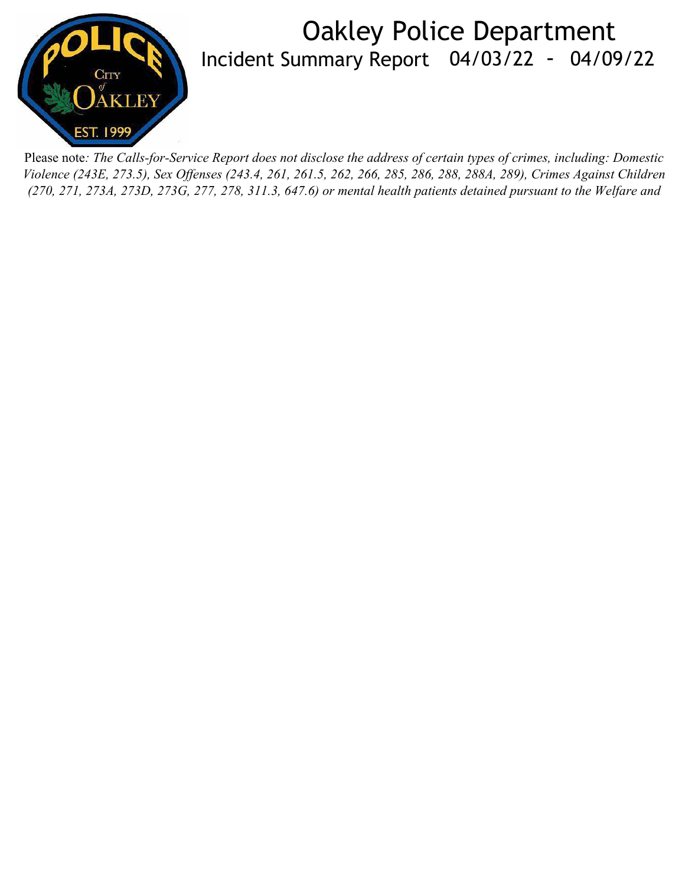# Oakley Police Department

## Incident Summary Report 04/03/22 – 04/09/22

Please note*: The Calls-for-Service Report does not disclose the address of certain types of crimes, including: Domestic Violence (243E, 273.5), Sex Offenses (243.4, 261, 261.5, 262, 266, 285, 286, 288, 288A, 289), Crimes Against Children (270, 271, 273A, 273D, 273G, 277, 278, 311.3, 647.6) or mental health patients detained pursuant to the Welfare and*